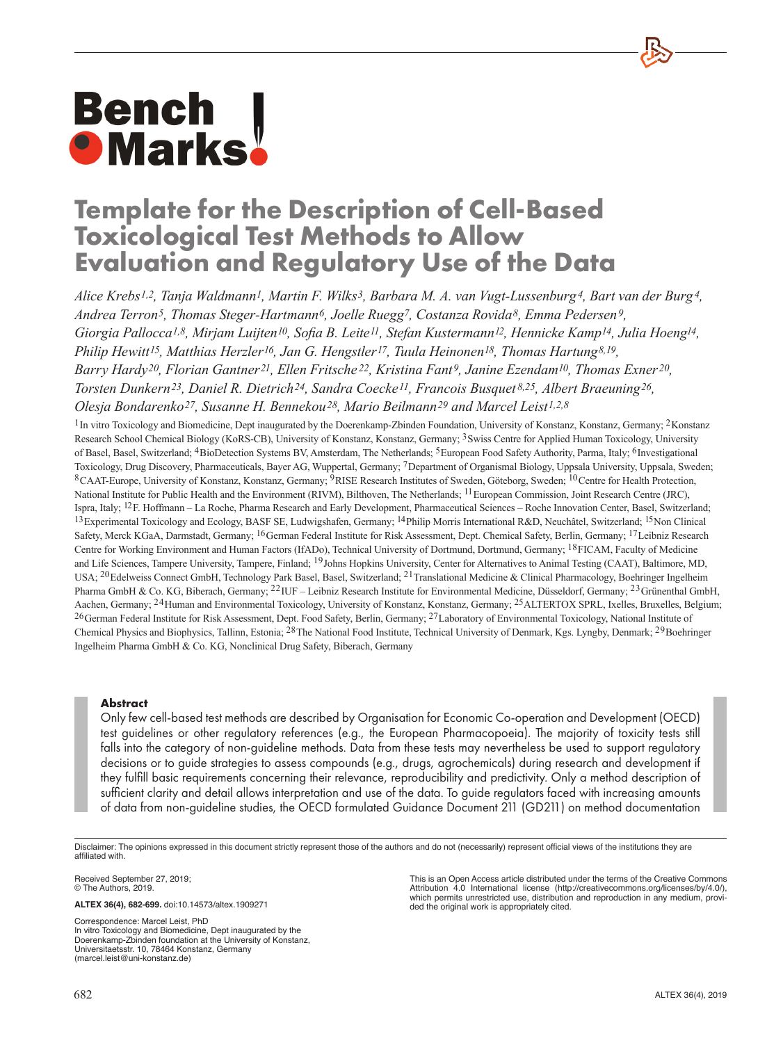# Template for the Description of Cell-Based Toxicological Test Methods to Allow Evaluation and Regulatory Use of the Data

*Alice Krebs[1,2], Tanja Waldmann[1], Martin F. Wilks[3], Barbara M. A. van Vugt-Lussenburg[4], Bart van der Burg[4], Andrea Terron[5], Thomas Steger-Hartmann[6], Joelle Ruegg[7], Costanza Rovida[8], Emma Pedersen[9], Giorgia Pallocca[1,8], Mirjam Luijten[10], Sofia B. Leite[11], Stefan Kustermann[12], Hennicke Kamp[14], Julia Hoeng[14], Philip Hewitt[15], Matthias Herzler[16], Jan G. Hengstler[17], Tuula Heinonen[18], Thomas Hartung[8,19], Barry Hardy[20], Florian Gantner[21], Ellen Fritsche[22], Kristina Fant[9], Janine Ezendam[10], Thomas Exner[20], Torsten Dunkern[23], Daniel R. Dietrich[24], Sandra Coecke[11], Francois Busquet[8,25], Albert Braeuning[26], Olesja Bondarenko[27], Susanne H. Bennekou[28], Mario Beilmann[29] and Marcel Leist[1,2,8]*

[1]In vitro Toxicology and Biomedicine, Dept inaugurated by the Doerenkamp-Zbinden Foundation, University of Konstanz, Konstanz, Germany; [2]Konstanz Research School Chemical Biology (KoRS-CB), University of Konstanz, Konstanz, Germany; [3]Swiss Centre for Applied Human Toxicology, University of Basel, Basel, Switzerland; [4]BioDetection Systems BV, Amsterdam, The Netherlands; [5]European Food Safety Authority, Parma, Italy; [6]Investigational Toxicology, Drug Discovery, Pharmaceuticals, Bayer AG, Wuppertal, Germany; [7]Department of Organismal Biology, Uppsala University, Uppsala, Sweden; [8]CAAT-Europe, University of Konstanz, Konstanz, Germany; [9]RISE Research Institutes of Sweden, Göteborg, Sweden; [10]Centre for Health Protection, National Institute for Public Health and the Environment (RIVM), Bilthoven, The Netherlands; [11]European Commission, Joint Research Centre (JRC), Ispra, Italy; [12]F. Hoffmann – La Roche, Pharma Research and Early Development, Pharmaceutical Sciences – Roche Innovation Center, Basel, Switzerland; [13]Experimental Toxicology and Ecology, BASF SE, Ludwigshafen, Germany; [14]Philip Morris International R&D, Neuchâtel, Switzerland; [15]Non Clinical Safety, Merck KGaA, Darmstadt, Germany; [16]German Federal Institute for Risk Assessment, Dept. Chemical Safety, Berlin, Germany; [17]Leibniz Research Centre for Working Environment and Human Factors (IfADo), Technical University of Dortmund, Dortmund, Germany; [18]FICAM, Faculty of Medicine and Life Sciences, Tampere University, Tampere, Finland; [19]Johns Hopkins University, Center for Alternatives to Animal Testing (CAAT), Baltimore, MD, USA; [20]Edelweiss Connect GmbH, Technology Park Basel, Basel, Switzerland; [21]Translational Medicine & Clinical Pharmacology, Boehringer Ingelheim Pharma GmbH & Co. KG, Biberach, Germany; [22]IUF – Leibniz Research Institute for Environmental Medicine, Düsseldorf, Germany; [23]Grünenthal GmbH, Aachen, Germany; [24]Human and Environmental Toxicology, University of Konstanz, Konstanz, Germany; [25]ALTERTOX SPRL, Ixelles, Bruxelles, Belgium; [26]German Federal Institute for Risk Assessment, Dept. Food Safety, Berlin, Germany; [27]Laboratory of Environmental Toxicology, National Institute of Chemical Physics and Biophysics, Tallinn, Estonia; [28]The National Food Institute, Technical University of Denmark, Kgs. Lyngby, Denmark; [29]Boehringer Ingelheim Pharma GmbH & Co. KG, Nonclinical Drug Safety, Biberach, Germany

### Abstract

Only few cell-based test methods are described by Organisation for Economic Co-operation and Development (OECD) test guidelines or other regulatory references (e.g., the European Pharmacopoeia). The majority of toxicity tests still falls into the category of non-guideline methods. Data from these tests may nevertheless be used to support regulatory decisions or to guide strategies to assess compounds (e.g., drugs, agrochemicals) during research and development if they fulfill basic requirements concerning their relevance, reproducibility and predictivity. Only a method description of sufficient clarity and detail allows interpretation and use of the data. To guide regulators faced with increasing amounts of data from non-guideline studies, the OECD formulated Guidance Document 211 (GD211) on method documentation

Disclaimer: The opinions expressed in this document strictly represent those of the authors and do not (necessarily) represent official views of the institutions they are affiliated with.

Received September 27, 2019;
© The Authors, 2019.

**ALTEX 36(4), 682-699.** doi:10.14573/altex.1909271

Correspondence: Marcel Leist, PhD
In vitro Toxicology and Biomedicine, Dept inaugurated by the Doerenkamp-Zbinden foundation at the University of Konstanz, Universitaetsstr. 10, 78464 Konstanz, Germany
(marcel.leist@uni-konstanz.de)

This is an Open Access article distributed under the terms of the Creative Commons Attribution 4.0 International license (http://creativecommons.org/licenses/by/4.0/), which permits unrestricted use, distribution and reproduction in any medium, provided the original work is appropriately cited.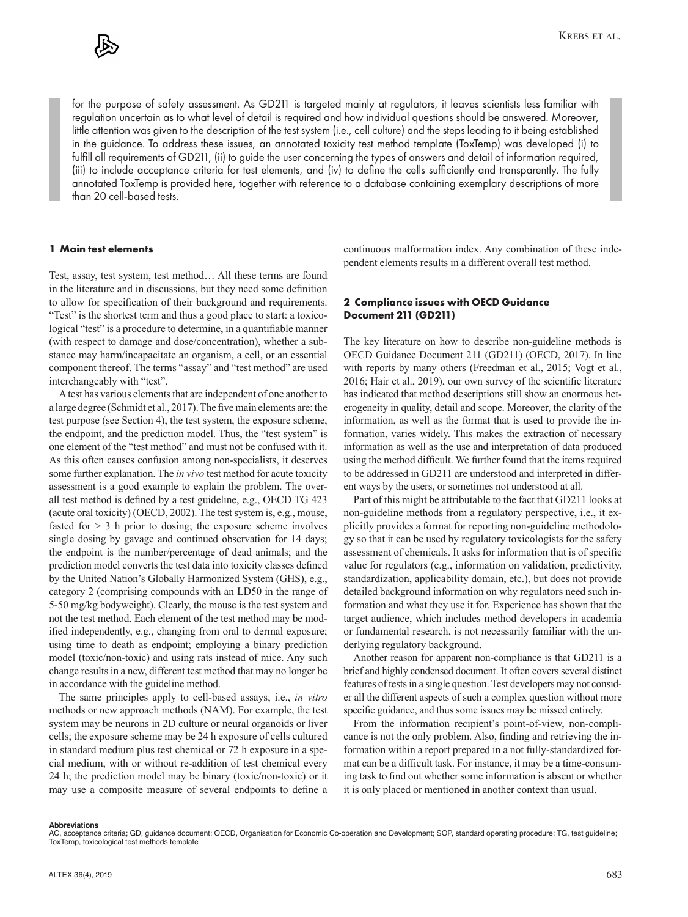for the purpose of safety assessment. As GD211 is targeted mainly at regulators, it leaves scientists less familiar with regulation uncertain as to what level of detail is required and how individual questions should be answered. Moreover, little attention was given to the description of the test system (i.e., cell culture) and the steps leading to it being established in the guidance. To address these issues, an annotated toxicity test method template (ToxTemp) was developed (i) to fulfill all requirements of GD211, (ii) to guide the user concerning the types of answers and detail of information required, (iii) to include acceptance criteria for test elements, and (iv) to define the cells sufficiently and transparently. The fully annotated ToxTemp is provided here, together with reference to a database containing exemplary descriptions of more than 20 cell-based tests.

## 1 Main test elements

Test, assay, test system, test method… All these terms are found in the literature and in discussions, but they need some definition to allow for specification of their background and requirements. "Test" is the shortest term and thus a good place to start: a toxicological "test" is a procedure to determine, in a quantifiable manner (with respect to damage and dose/concentration), whether a substance may harm/incapacitate an organism, a cell, or an essential component thereof. The terms "assay" and "test method" are used interchangeably with "test".

A test has various elements that are independent of one another to a large degree (Schmidt et al., 2017). The five main elements are: the test purpose (see Section 4), the test system, the exposure scheme, the endpoint, and the prediction model. Thus, the "test system" is one element of the "test method" and must not be confused with it. As this often causes confusion among non-specialists, it deserves some further explanation. The *in vivo* test method for acute toxicity assessment is a good example to explain the problem. The overall test method is defined by a test guideline, e.g., OECD TG 423 (acute oral toxicity) (OECD, 2002). The test system is, e.g., mouse, fasted for > 3 h prior to dosing; the exposure scheme involves single dosing by gavage and continued observation for 14 days; the endpoint is the number/percentage of dead animals; and the prediction model converts the test data into toxicity classes defined by the United Nation's Globally Harmonized System (GHS), e.g., category 2 (comprising compounds with an LD50 in the range of 5-50 mg/kg bodyweight). Clearly, the mouse is the test system and not the test method. Each element of the test method may be modified independently, e.g., changing from oral to dermal exposure; using time to death as endpoint; employing a binary prediction model (toxic/non-toxic) and using rats instead of mice. Any such change results in a new, different test method that may no longer be in accordance with the guideline method.

The same principles apply to cell-based assays, i.e., *in vitro* methods or new approach methods (NAM). For example, the test system may be neurons in 2D culture or neural organoids or liver cells; the exposure scheme may be 24 h exposure of cells cultured in standard medium plus test chemical or 72 h exposure in a special medium, with or without re-addition of test chemical every 24 h; the prediction model may be binary (toxic/non-toxic) or it may use a composite measure of several endpoints to define a continuous malformation index. Any combination of these independent elements results in a different overall test method.

## 2 Compliance issues with OECD Guidance Document 211 (GD211)

The key literature on how to describe non-guideline methods is OECD Guidance Document 211 (GD211) (OECD, 2017). In line with reports by many others (Freedman et al., 2015; Vogt et al., 2016; Hair et al., 2019), our own survey of the scientific literature has indicated that method descriptions still show an enormous heterogeneity in quality, detail and scope. Moreover, the clarity of the information, as well as the format that is used to provide the information, varies widely. This makes the extraction of necessary information as well as the use and interpretation of data produced using the method difficult. We further found that the items required to be addressed in GD211 are understood and interpreted in different ways by the users, or sometimes not understood at all.

Part of this might be attributable to the fact that GD211 looks at non-guideline methods from a regulatory perspective, i.e., it explicitly provides a format for reporting non-guideline methodology so that it can be used by regulatory toxicologists for the safety assessment of chemicals. It asks for information that is of specific value for regulators (e.g., information on validation, predictivity, standardization, applicability domain, etc.), but does not provide detailed background information on why regulators need such information and what they use it for. Experience has shown that the target audience, which includes method developers in academia or fundamental research, is not necessarily familiar with the underlying regulatory background.

Another reason for apparent non-compliance is that GD211 is a brief and highly condensed document. It often covers several distinct features of tests in a single question. Test developers may not consider all the different aspects of such a complex question without more specific guidance, and thus some issues may be missed entirely.

From the information recipient's point-of-view, non-compliance is not the only problem. Also, finding and retrieving the information within a report prepared in a not fully-standardized format can be a difficult task. For instance, it may be a time-consuming task to find out whether some information is absent or whether it is only placed or mentioned in another context than usual.

**Abbreviations**
AC, acceptance criteria; GD, guidance document; OECD, Organisation for Economic Co-operation and Development; SOP, standard operating procedure; TG, test guideline; ToxTemp, toxicological test methods template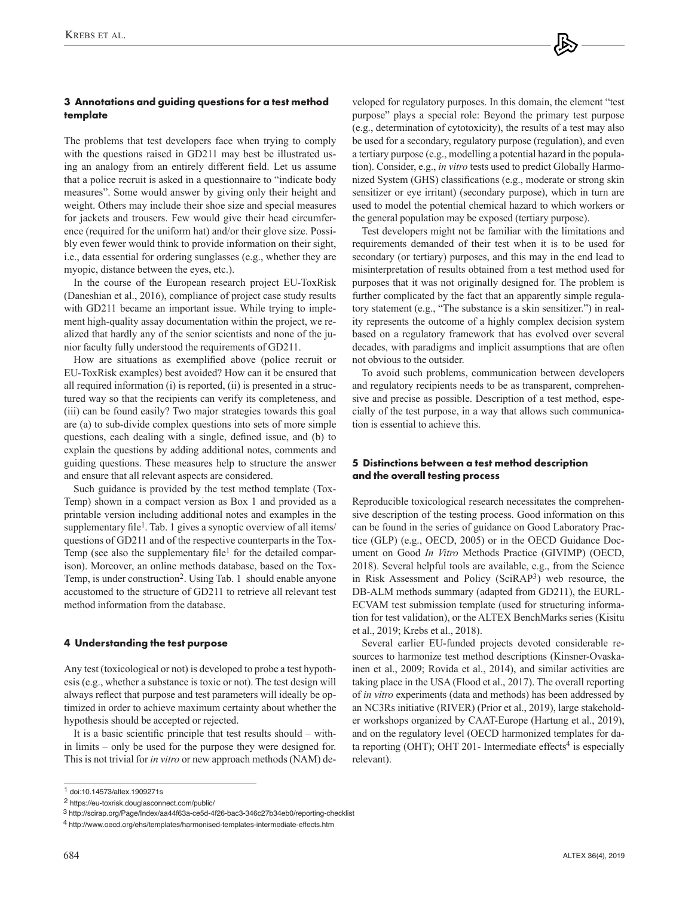## 3 Annotations and guiding questions for a test method template

The problems that test developers face when trying to comply with the questions raised in GD211 may best be illustrated using an analogy from an entirely different field. Let us assume that a police recruit is asked in a questionnaire to "indicate body measures". Some would answer by giving only their height and weight. Others may include their shoe size and special measures for jackets and trousers. Few would give their head circumference (required for the uniform hat) and/or their glove size. Possibly even fewer would think to provide information on their sight, i.e., data essential for ordering sunglasses (e.g., whether they are myopic, distance between the eyes, etc.).

In the course of the European research project EU-ToxRisk (Daneshian et al., 2016), compliance of project case study results with GD211 became an important issue. While trying to implement high-quality assay documentation within the project, we realized that hardly any of the senior scientists and none of the junior faculty fully understood the requirements of GD211.

How are situations as exemplified above (police recruit or EU-ToxRisk examples) best avoided? How can it be ensured that all required information (i) is reported, (ii) is presented in a structured way so that the recipients can verify its completeness, and (iii) can be found easily? Two major strategies towards this goal are (a) to sub-divide complex questions into sets of more simple questions, each dealing with a single, defined issue, and (b) to explain the questions by adding additional notes, comments and guiding questions. These measures help to structure the answer and ensure that all relevant aspects are considered.

Such guidance is provided by the test method template (ToxTemp) shown in a compact version as Box 1 and provided as a printable version including additional notes and examples in the supplementary file[1]. Tab. 1 gives a synoptic overview of all items/questions of GD211 and of the respective counterparts in the ToxTemp (see also the supplementary file[1] for the detailed comparison). Moreover, an online methods database, based on the ToxTemp, is under construction[2]. Using Tab. 1 should enable anyone accustomed to the structure of GD211 to retrieve all relevant test method information from the database.

## 4 Understanding the test purpose

Any test (toxicological or not) is developed to probe a test hypothesis (e.g., whether a substance is toxic or not). The test design will always reflect that purpose and test parameters will ideally be optimized in order to achieve maximum certainty about whether the hypothesis should be accepted or rejected.

It is a basic scientific principle that test results should – within limits – only be used for the purpose they were designed for. This is not trivial for *in vitro* or new approach methods (NAM) developed for regulatory purposes. In this domain, the element "test purpose" plays a special role: Beyond the primary test purpose (e.g., determination of cytotoxicity), the results of a test may also be used for a secondary, regulatory purpose (regulation), and even a tertiary purpose (e.g., modelling a potential hazard in the population). Consider, e.g., *in vitro* tests used to predict Globally Harmonized System (GHS) classifications (e.g., moderate or strong skin sensitizer or eye irritant) (secondary purpose), which in turn are used to model the potential chemical hazard to which workers or the general population may be exposed (tertiary purpose).

Test developers might not be familiar with the limitations and requirements demanded of their test when it is to be used for secondary (or tertiary) purposes, and this may in the end lead to misinterpretation of results obtained from a test method used for purposes that it was not originally designed for. The problem is further complicated by the fact that an apparently simple regulatory statement (e.g., "The substance is a skin sensitizer.") in reality represents the outcome of a highly complex decision system based on a regulatory framework that has evolved over several decades, with paradigms and implicit assumptions that are often not obvious to the outsider.

To avoid such problems, communication between developers and regulatory recipients needs to be as transparent, comprehensive and precise as possible. Description of a test method, especially of the test purpose, in a way that allows such communication is essential to achieve this.

## 5 Distinctions between a test method description and the overall testing process

Reproducible toxicological research necessitates the comprehensive description of the testing process. Good information on this can be found in the series of guidance on Good Laboratory Practice (GLP) (e.g., OECD, 2005) or in the OECD Guidance Document on Good *In Vitro* Methods Practice (GIVIMP) (OECD, 2018). Several helpful tools are available, e.g., from the Science in Risk Assessment and Policy (SciRAP[3]) web resource, the DB-ALM methods summary (adapted from GD211), the EURL-ECVAM test submission template (used for structuring information for test validation), or the ALTEX BenchMarks series (Kisitu et al., 2019; Krebs et al., 2018).

Several earlier EU-funded projects devoted considerable resources to harmonize test method descriptions (Kinsner-Ovaskainen et al., 2009; Rovida et al., 2014), and similar activities are taking place in the USA (Flood et al., 2017). The overall reporting of *in vitro* experiments (data and methods) has been addressed by an NC3Rs initiative (RIVER) (Prior et al., 2019), large stakeholder workshops organized by CAAT-Europe (Hartung et al., 2019), and on the regulatory level (OECD harmonized templates for data reporting (OHT); OHT 201- Intermediate effects[4] is especially relevant).

[1] doi:10.14573/altex.1909271s

[2] https://eu-toxrisk.douglasconnect.com/public/

[3] http://scirap.org/Page/Index/aa44f63a-ce5d-4f26-bac3-346c27b34eb0/reporting-checklist

[4] http://www.oecd.org/ehs/templates/harmonised-templates-intermediate-effects.htm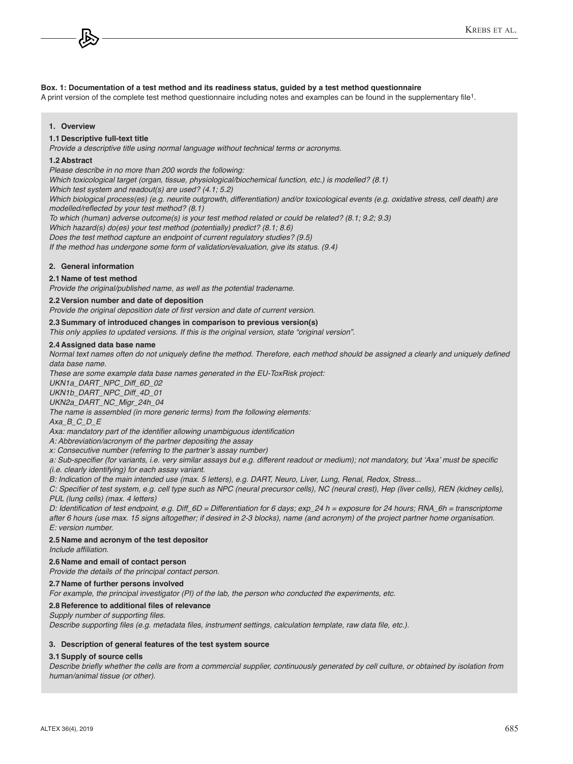**Box. 1: Documentation of a test method and its readiness status, guided by a test method questionnaire**

A print version of the complete test method questionnaire including notes and examples can be found in the supplementary file[1].

## 1. Overview

### 1.1 Descriptive full-text title

*Provide a descriptive title using normal language without technical terms or acronyms.*

### 1.2 Abstract

*Please describe in no more than 200 words the following:*
*Which toxicological target (organ, tissue, physiological/biochemical function, etc.) is modelled? (8.1)*
*Which test system and readout(s) are used? (4.1; 5.2)*
*Which biological process(es) (e.g. neurite outgrowth, differentiation) and/or toxicological events (e.g. oxidative stress, cell death) are modelled/reflected by your test method? (8.1)*
*To which (human) adverse outcome(s) is your test method related or could be related? (8.1; 9.2; 9.3)*
*Which hazard(s) do(es) your test method (potentially) predict? (8.1; 8.6)*
*Does the test method capture an endpoint of current regulatory studies? (9.5)*
*If the method has undergone some form of validation/evaluation, give its status. (9.4)*

## 2. General information

### 2.1 Name of test method

*Provide the original/published name, as well as the potential tradename.*

### 2.2 Version number and date of deposition

*Provide the original deposition date of first version and date of current version.*

### 2.3 Summary of introduced changes in comparison to previous version(s)

*This only applies to updated versions. If this is the original version, state "original version".*

### 2.4 Assigned data base name

*Normal text names often do not uniquely define the method. Therefore, each method should be assigned a clearly and uniquely defined data base name.*
*These are some example data base names generated in the EU-ToxRisk project:*
*UKN1a_DART_NPC_Diff_6D_02*
*UKN1b_DART_NPC_Diff_4D_01*
*UKN2a_DART_NC_Migr_24h_04*
*The name is assembled (in more generic terms) from the following elements:*
*Axa_B_C_D_E*
*Axa: mandatory part of the identifier allowing unambiguous identification*
*A: Abbreviation/acronym of the partner depositing the assay*
*x: Consecutive number (referring to the partner's assay number)*
*a: Sub-specifier (for variants, i.e. very similar assays but e.g. different readout or medium); not mandatory, but 'Axa' must be specific (i.e. clearly identifying) for each assay variant.*
*B: Indication of the main intended use (max. 5 letters), e.g. DART, Neuro, Liver, Lung, Renal, Redox, Stress...*
*C: Specifier of test system, e.g. cell type such as NPC (neural precursor cells), NC (neural crest), Hep (liver cells), REN (kidney cells), PUL (lung cells) (max. 4 letters)*
*D: Identification of test endpoint, e.g. Diff_6D = Differentiation for 6 days; exp_24 h = exposure for 24 hours; RNA_6h = transcriptome after 6 hours (use max. 15 signs altogether; if desired in 2-3 blocks), name (and acronym) of the project partner home organisation.*
*E: version number.*

### 2.5 Name and acronym of the test depositor

*Include affiliation.*

### 2.6 Name and email of contact person

*Provide the details of the principal contact person.*

### 2.7 Name of further persons involved

*For example, the principal investigator (PI) of the lab, the person who conducted the experiments, etc.*

### 2.8 Reference to additional files of relevance

*Supply number of supporting files.*
*Describe supporting files (e.g. metadata files, instrument settings, calculation template, raw data file, etc.).*

## 3. Description of general features of the test system source

### 3.1 Supply of source cells

*Describe briefly whether the cells are from a commercial supplier, continuously generated by cell culture, or obtained by isolation from human/animal tissue (or other).*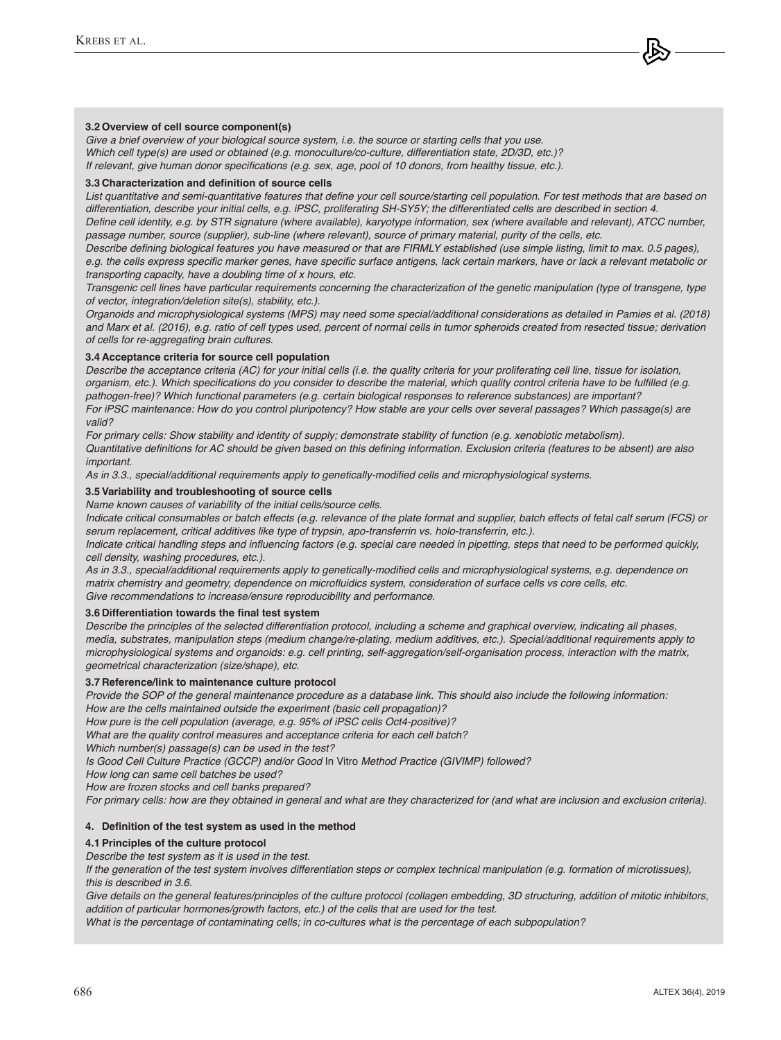**3.2 Overview of cell source component(s)**

*Give a brief overview of your biological source system, i.e. the source or starting cells that you use.*
*Which cell type(s) are used or obtained (e.g. monoculture/co-culture, differentiation state, 2D/3D, etc.)?*
*If relevant, give human donor specifications (e.g. sex, age, pool of 10 donors, from healthy tissue, etc.).*

**3.3 Characterization and definition of source cells**

*List quantitative and semi-quantitative features that define your cell source/starting cell population. For test methods that are based on differentiation, describe your initial cells, e.g. iPSC, proliferating SH-SY5Y; the differentiated cells are described in section 4.*
*Define cell identity, e.g. by STR signature (where available), karyotype information, sex (where available and relevant), ATCC number, passage number, source (supplier), sub-line (where relevant), source of primary material, purity of the cells, etc.*
*Describe defining biological features you have measured or that are FIRMLY established (use simple listing, limit to max. 0.5 pages), e.g. the cells express specific marker genes, have specific surface antigens, lack certain markers, have or lack a relevant metabolic or transporting capacity, have a doubling time of x hours, etc.*
*Transgenic cell lines have particular requirements concerning the characterization of the genetic manipulation (type of transgene, type of vector, integration/deletion site(s), stability, etc.).*
*Organoids and microphysiological systems (MPS) may need some special/additional considerations as detailed in Pamies et al. (2018) and Marx et al. (2016), e.g. ratio of cell types used, percent of normal cells in tumor spheroids created from resected tissue; derivation of cells for re-aggregating brain cultures.*

**3.4 Acceptance criteria for source cell population**

*Describe the acceptance criteria (AC) for your initial cells (i.e. the quality criteria for your proliferating cell line, tissue for isolation, organism, etc.). Which specifications do you consider to describe the material, which quality control criteria have to be fulfilled (e.g. pathogen-free)? Which functional parameters (e.g. certain biological responses to reference substances) are important?*
*For iPSC maintenance: How do you control pluripotency? How stable are your cells over several passages? Which passage(s) are valid?*
*For primary cells: Show stability and identity of supply; demonstrate stability of function (e.g. xenobiotic metabolism).*
*Quantitative definitions for AC should be given based on this defining information. Exclusion criteria (features to be absent) are also important.*
*As in 3.3., special/additional requirements apply to genetically-modified cells and microphysiological systems.*

**3.5 Variability and troubleshooting of source cells**

*Name known causes of variability of the initial cells/source cells.*
*Indicate critical consumables or batch effects (e.g. relevance of the plate format and supplier, batch effects of fetal calf serum (FCS) or serum replacement, critical additives like type of trypsin, apo-transferrin vs. holo-transferrin, etc.).*
*Indicate critical handling steps and influencing factors (e.g. special care needed in pipetting, steps that need to be performed quickly, cell density, washing procedures, etc.).*
*As in 3.3., special/additional requirements apply to genetically-modified cells and microphysiological systems, e.g. dependence on matrix chemistry and geometry, dependence on microfluidics system, consideration of surface cells vs core cells, etc.*
*Give recommendations to increase/ensure reproducibility and performance.*

**3.6 Differentiation towards the final test system**

*Describe the principles of the selected differentiation protocol, including a scheme and graphical overview, indicating all phases, media, substrates, manipulation steps (medium change/re-plating, medium additives, etc.). Special/additional requirements apply to microphysiological systems and organoids: e.g. cell printing, self-aggregation/self-organisation process, interaction with the matrix, geometrical characterization (size/shape), etc.*

**3.7 Reference/link to maintenance culture protocol**

*Provide the SOP of the general maintenance procedure as a database link. This should also include the following information:*
*How are the cells maintained outside the experiment (basic cell propagation)?*
*How pure is the cell population (average, e.g. 95% of iPSC cells Oct4-positive)?*
*What are the quality control measures and acceptance criteria for each cell batch?*
*Which number(s) passage(s) can be used in the test?*
*Is Good Cell Culture Practice (GCCP) and/or Good* In Vitro *Method Practice (GIVIMP) followed?*
*How long can same cell batches be used?*
*How are frozen stocks and cell banks prepared?*
*For primary cells: how are they obtained in general and what are they characterized for (and what are inclusion and exclusion criteria).*

**4. Definition of the test system as used in the method**

**4.1 Principles of the culture protocol**

*Describe the test system as it is used in the test.*
*If the generation of the test system involves differentiation steps or complex technical manipulation (e.g. formation of microtissues), this is described in 3.6.*
*Give details on the general features/principles of the culture protocol (collagen embedding, 3D structuring, addition of mitotic inhibitors, addition of particular hormones/growth factors, etc.) of the cells that are used for the test.*
*What is the percentage of contaminating cells; in co-cultures what is the percentage of each subpopulation?*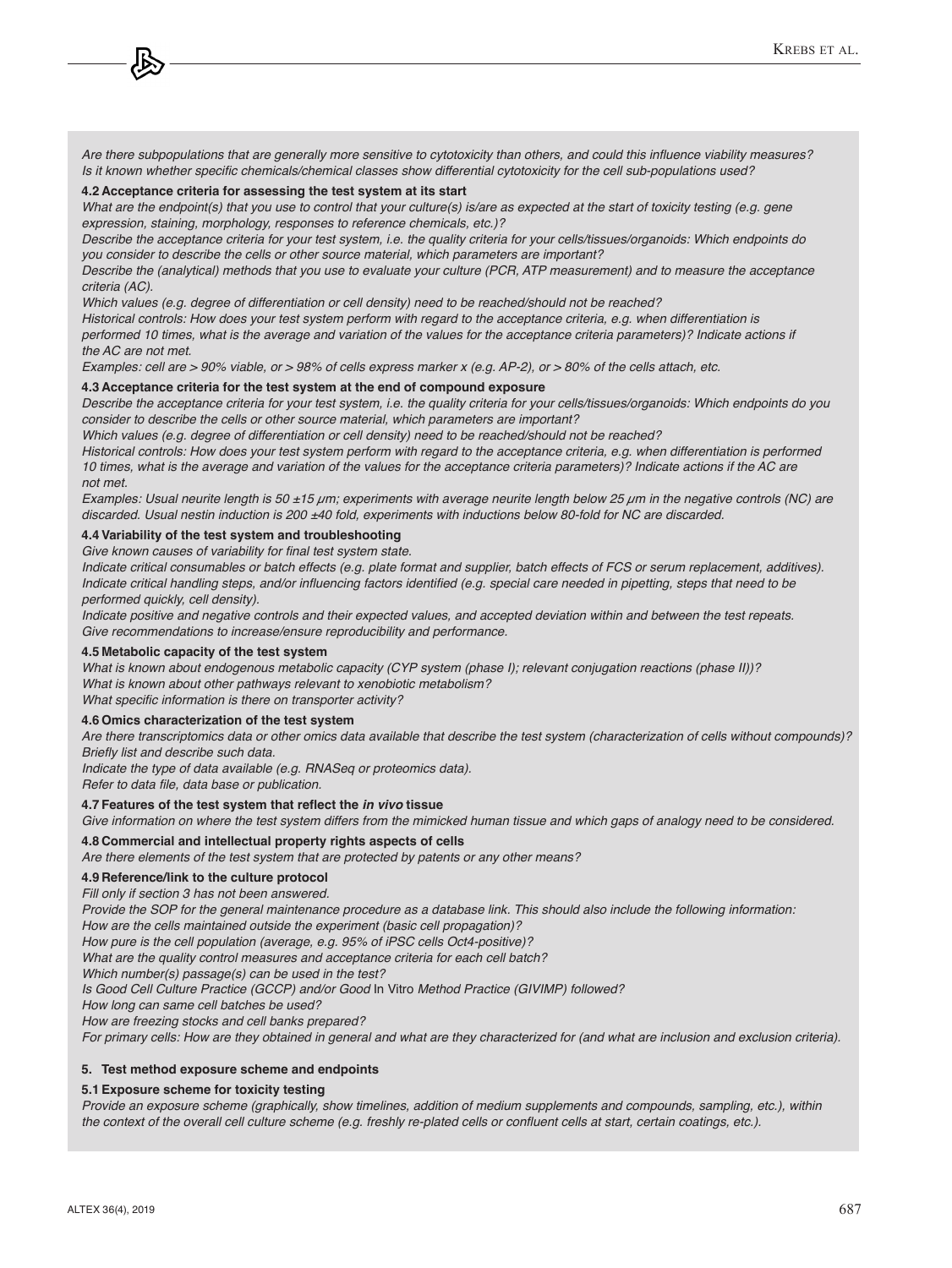*Are there subpopulations that are generally more sensitive to cytotoxicity than others, and could this influence viability measures? Is it known whether specific chemicals/chemical classes show differential cytotoxicity for the cell sub-populations used?*

**4.2 Acceptance criteria for assessing the test system at its start**

*What are the endpoint(s) that you use to control that your culture(s) is/are as expected at the start of toxicity testing (e.g. gene expression, staining, morphology, responses to reference chemicals, etc.)?*

*Describe the acceptance criteria for your test system, i.e. the quality criteria for your cells/tissues/organoids: Which endpoints do you consider to describe the cells or other source material, which parameters are important?*

*Describe the (analytical) methods that you use to evaluate your culture (PCR, ATP measurement) and to measure the acceptance criteria (AC).*

*Which values (e.g. degree of differentiation or cell density) need to be reached/should not be reached?*

*Historical controls: How does your test system perform with regard to the acceptance criteria, e.g. when differentiation is performed 10 times, what is the average and variation of the values for the acceptance criteria parameters)? Indicate actions if the AC are not met.*

*Examples: cell are > 90% viable, or > 98% of cells express marker x (e.g. AP-2), or > 80% of the cells attach, etc.*

**4.3 Acceptance criteria for the test system at the end of compound exposure**

*Describe the acceptance criteria for your test system, i.e. the quality criteria for your cells/tissues/organoids: Which endpoints do you consider to describe the cells or other source material, which parameters are important?*

*Which values (e.g. degree of differentiation or cell density) need to be reached/should not be reached?*

*Historical controls: How does your test system perform with regard to the acceptance criteria, e.g. when differentiation is performed 10 times, what is the average and variation of the values for the acceptance criteria parameters)? Indicate actions if the AC are not met.*

*Examples: Usual neurite length is 50 ±15 µm; experiments with average neurite length below 25 µm in the negative controls (NC) are discarded. Usual nestin induction is 200 ±40 fold, experiments with inductions below 80-fold for NC are discarded.*

**4.4 Variability of the test system and troubleshooting**

*Give known causes of variability for final test system state.*

*Indicate critical consumables or batch effects (e.g. plate format and supplier, batch effects of FCS or serum replacement, additives). Indicate critical handling steps, and/or influencing factors identified (e.g. special care needed in pipetting, steps that need to be performed quickly, cell density).*

*Indicate positive and negative controls and their expected values, and accepted deviation within and between the test repeats. Give recommendations to increase/ensure reproducibility and performance.*

**4.5 Metabolic capacity of the test system**

*What is known about endogenous metabolic capacity (CYP system (phase I); relevant conjugation reactions (phase II))?*

*What is known about other pathways relevant to xenobiotic metabolism?*

*What specific information is there on transporter activity?*

**4.6 Omics characterization of the test system**

*Are there transcriptomics data or other omics data available that describe the test system (characterization of cells without compounds)? Briefly list and describe such data.*

*Indicate the type of data available (e.g. RNASeq or proteomics data).*

*Refer to data file, data base or publication.*

**4.7 Features of the test system that reflect the *in vivo* tissue**

*Give information on where the test system differs from the mimicked human tissue and which gaps of analogy need to be considered.*

**4.8 Commercial and intellectual property rights aspects of cells**

*Are there elements of the test system that are protected by patents or any other means?*

**4.9 Reference/link to the culture protocol**

*Fill only if section 3 has not been answered.*

*Provide the SOP for the general maintenance procedure as a database link. This should also include the following information:*

*How are the cells maintained outside the experiment (basic cell propagation)?*

*How pure is the cell population (average, e.g. 95% of iPSC cells Oct4-positive)?*

*What are the quality control measures and acceptance criteria for each cell batch?*

*Which number(s) passage(s) can be used in the test?*

*Is Good Cell Culture Practice (GCCP) and/or Good* In Vitro *Method Practice (GIVIMP) followed?*

*How long can same cell batches be used?*

*How are freezing stocks and cell banks prepared?*

*For primary cells: How are they obtained in general and what are they characterized for (and what are inclusion and exclusion criteria).*

## 5. Test method exposure scheme and endpoints

**5.1 Exposure scheme for toxicity testing**

*Provide an exposure scheme (graphically, show timelines, addition of medium supplements and compounds, sampling, etc.), within the context of the overall cell culture scheme (e.g. freshly re-plated cells or confluent cells at start, certain coatings, etc.).*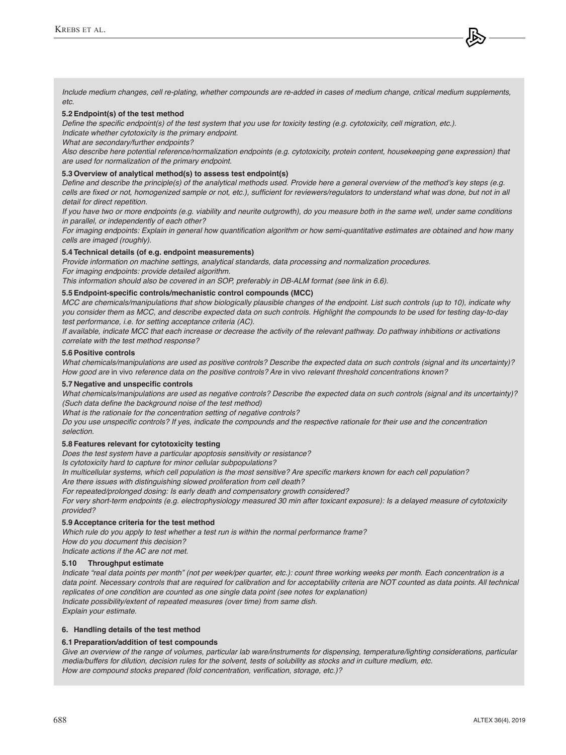*Include medium changes, cell re-plating, whether compounds are re-added in cases of medium change, critical medium supplements, etc.*

**5.2 Endpoint(s) of the test method**

*Define the specific endpoint(s) of the test system that you use for toxicity testing (e.g. cytotoxicity, cell migration, etc.).*
*Indicate whether cytotoxicity is the primary endpoint.*
*What are secondary/further endpoints?*
*Also describe here potential reference/normalization endpoints (e.g. cytotoxicity, protein content, housekeeping gene expression) that are used for normalization of the primary endpoint.*

**5.3 Overview of analytical method(s) to assess test endpoint(s)**

*Define and describe the principle(s) of the analytical methods used. Provide here a general overview of the method's key steps (e.g. cells are fixed or not, homogenized sample or not, etc.), sufficient for reviewers/regulators to understand what was done, but not in all detail for direct repetition.*
*If you have two or more endpoints (e.g. viability and neurite outgrowth), do you measure both in the same well, under same conditions in parallel, or independently of each other?*
*For imaging endpoints: Explain in general how quantification algorithm or how semi-quantitative estimates are obtained and how many cells are imaged (roughly).*

**5.4 Technical details (of e.g. endpoint measurements)**

*Provide information on machine settings, analytical standards, data processing and normalization procedures.*
*For imaging endpoints: provide detailed algorithm.*
*This information should also be covered in an SOP, preferably in DB-ALM format (see link in 6.6).*

**5.5 Endpoint-specific controls/mechanistic control compounds (MCC)**

*MCC are chemicals/manipulations that show biologically plausible changes of the endpoint. List such controls (up to 10), indicate why you consider them as MCC, and describe expected data on such controls. Highlight the compounds to be used for testing day-to-day test performance, i.e. for setting acceptance criteria (AC).*
*If available, indicate MCC that each increase or decrease the activity of the relevant pathway. Do pathway inhibitions or activations correlate with the test method response?*

**5.6 Positive controls**

*What chemicals/manipulations are used as positive controls? Describe the expected data on such controls (signal and its uncertainty)? How good are* in vivo *reference data on the positive controls? Are* in vivo *relevant threshold concentrations known?*

**5.7 Negative and unspecific controls**

*What chemicals/manipulations are used as negative controls? Describe the expected data on such controls (signal and its uncertainty)? (Such data define the background noise of the test method)*
*What is the rationale for the concentration setting of negative controls?*
*Do you use unspecific controls? If yes, indicate the compounds and the respective rationale for their use and the concentration selection.*

**5.8 Features relevant for cytotoxicity testing**

*Does the test system have a particular apoptosis sensitivity or resistance?*
*Is cytotoxicity hard to capture for minor cellular subpopulations?*
*In multicellular systems, which cell population is the most sensitive? Are specific markers known for each cell population?*
*Are there issues with distinguishing slowed proliferation from cell death?*
*For repeated/prolonged dosing: Is early death and compensatory growth considered?*
*For very short-term endpoints (e.g. electrophysiology measured 30 min after toxicant exposure): Is a delayed measure of cytotoxicity provided?*

**5.9 Acceptance criteria for the test method**

*Which rule do you apply to test whether a test run is within the normal performance frame?*
*How do you document this decision?*
*Indicate actions if the AC are not met.*

**5.10 Throughput estimate**

*Indicate "real data points per month" (not per week/per quarter, etc.): count three working weeks per month. Each concentration is a data point. Necessary controls that are required for calibration and for acceptability criteria are NOT counted as data points. All technical replicates of one condition are counted as one single data point (see notes for explanation)*
*Indicate possibility/extent of repeated measures (over time) from same dish.*
*Explain your estimate.*

**6. Handling details of the test method**

**6.1 Preparation/addition of test compounds**

*Give an overview of the range of volumes, particular lab ware/instruments for dispensing, temperature/lighting considerations, particular media/buffers for dilution, decision rules for the solvent, tests of solubility as stocks and in culture medium, etc.*
*How are compound stocks prepared (fold concentration, verification, storage, etc.)?*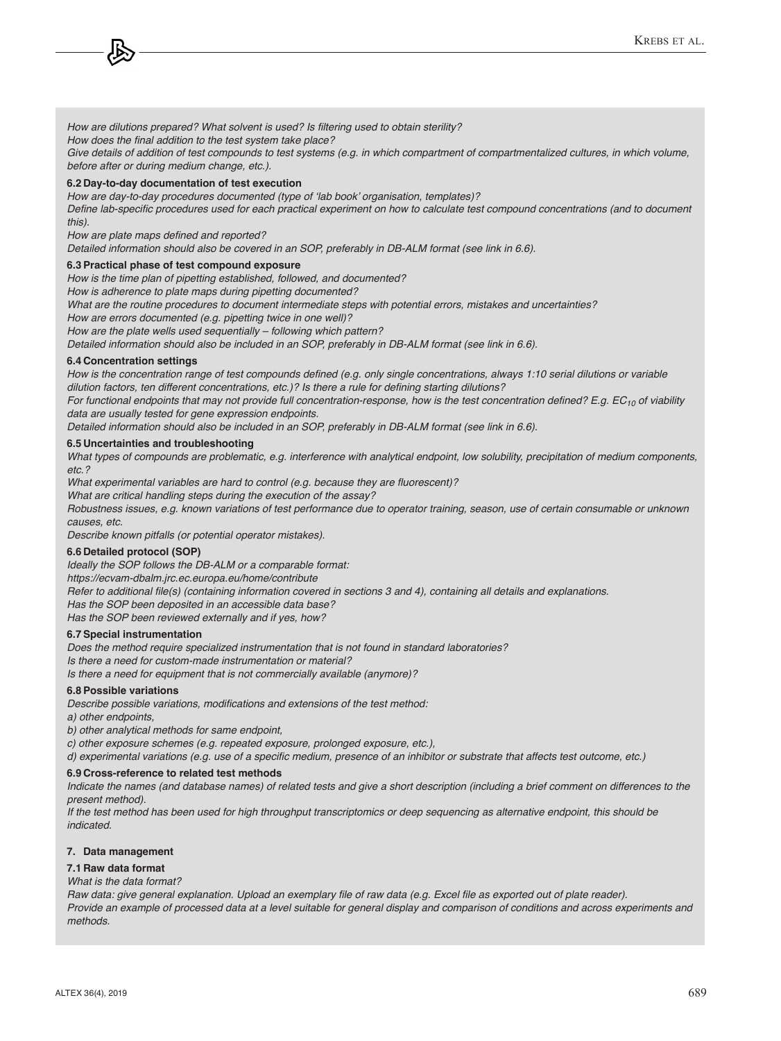*How are dilutions prepared? What solvent is used? Is filtering used to obtain sterility?*
*How does the final addition to the test system take place?*
*Give details of addition of test compounds to test systems (e.g. in which compartment of compartmentalized cultures, in which volume, before after or during medium change, etc.).*

**6.2 Day-to-day documentation of test execution**

*How are day-to-day procedures documented (type of 'lab book' organisation, templates)?*
*Define lab-specific procedures used for each practical experiment on how to calculate test compound concentrations (and to document this).*
*How are plate maps defined and reported?*
*Detailed information should also be covered in an SOP, preferably in DB-ALM format (see link in 6.6).*

**6.3 Practical phase of test compound exposure**

*How is the time plan of pipetting established, followed, and documented?*
*How is adherence to plate maps during pipetting documented?*
*What are the routine procedures to document intermediate steps with potential errors, mistakes and uncertainties?*
*How are errors documented (e.g. pipetting twice in one well)?*
*How are the plate wells used sequentially – following which pattern?*
*Detailed information should also be included in an SOP, preferably in DB-ALM format (see link in 6.6).*

**6.4 Concentration settings**

*How is the concentration range of test compounds defined (e.g. only single concentrations, always 1:10 serial dilutions or variable dilution factors, ten different concentrations, etc.)? Is there a rule for defining starting dilutions?*
*For functional endpoints that may not provide full concentration-response, how is the test concentration defined? E.g. $EC_{10}$ of viability data are usually tested for gene expression endpoints.*
*Detailed information should also be included in an SOP, preferably in DB-ALM format (see link in 6.6).*

**6.5 Uncertainties and troubleshooting**

*What types of compounds are problematic, e.g. interference with analytical endpoint, low solubility, precipitation of medium components, etc.?*
*What experimental variables are hard to control (e.g. because they are fluorescent)?*
*What are critical handling steps during the execution of the assay?*
*Robustness issues, e.g. known variations of test performance due to operator training, season, use of certain consumable or unknown causes, etc.*
*Describe known pitfalls (or potential operator mistakes).*

**6.6 Detailed protocol (SOP)**

*Ideally the SOP follows the DB-ALM or a comparable format:*
*https://ecvam-dbalm.jrc.ec.europa.eu/home/contribute*
*Refer to additional file(s) (containing information covered in sections 3 and 4), containing all details and explanations.*
*Has the SOP been deposited in an accessible data base?*
*Has the SOP been reviewed externally and if yes, how?*

**6.7 Special instrumentation**

*Does the method require specialized instrumentation that is not found in standard laboratories?*
*Is there a need for custom-made instrumentation or material?*
*Is there a need for equipment that is not commercially available (anymore)?*

**6.8 Possible variations**

*Describe possible variations, modifications and extensions of the test method:*
*a) other endpoints,*
*b) other analytical methods for same endpoint,*
*c) other exposure schemes (e.g. repeated exposure, prolonged exposure, etc.),*
*d) experimental variations (e.g. use of a specific medium, presence of an inhibitor or substrate that affects test outcome, etc.)*

**6.9 Cross-reference to related test methods**

*Indicate the names (and database names) of related tests and give a short description (including a brief comment on differences to the present method).*
*If the test method has been used for high throughput transcriptomics or deep sequencing as alternative endpoint, this should be indicated.*

**7. Data management**

**7.1 Raw data format**

*What is the data format?*
*Raw data: give general explanation. Upload an exemplary file of raw data (e.g. Excel file as exported out of plate reader).*
*Provide an example of processed data at a level suitable for general display and comparison of conditions and across experiments and methods.*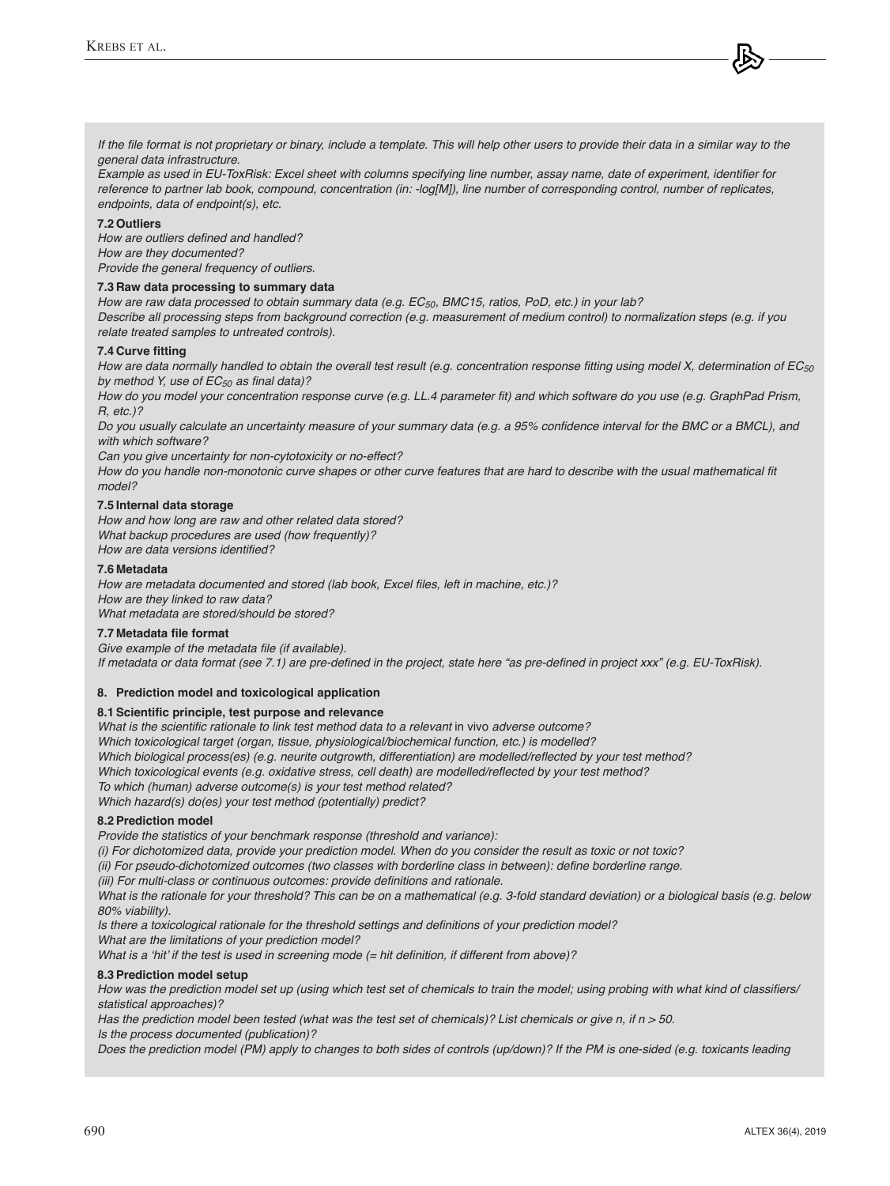*If the file format is not proprietary or binary, include a template. This will help other users to provide their data in a similar way to the general data infrastructure.*

*Example as used in EU-ToxRisk: Excel sheet with columns specifying line number, assay name, date of experiment, identifier for reference to partner lab book, compound, concentration (in: -log[M]), line number of corresponding control, number of replicates, endpoints, data of endpoint(s), etc.*

**7.2 Outliers**

*How are outliers defined and handled?*
*How are they documented?*
*Provide the general frequency of outliers.*

**7.3 Raw data processing to summary data**

*How are raw data processed to obtain summary data (e.g. $EC_{50}$, BMC15, ratios, PoD, etc.) in your lab?*
*Describe all processing steps from background correction (e.g. measurement of medium control) to normalization steps (e.g. if you relate treated samples to untreated controls).*

**7.4 Curve fitting**

*How are data normally handled to obtain the overall test result (e.g. concentration response fitting using model X, determination of $EC_{50}$ by method Y, use of $EC_{50}$ as final data)?*
*How do you model your concentration response curve (e.g. LL.4 parameter fit) and which software do you use (e.g. GraphPad Prism, R, etc.)?*
*Do you usually calculate an uncertainty measure of your summary data (e.g. a 95% confidence interval for the BMC or a BMCL), and with which software?*
*Can you give uncertainty for non-cytotoxicity or no-effect?*
*How do you handle non-monotonic curve shapes or other curve features that are hard to describe with the usual mathematical fit model?*

**7.5 Internal data storage**

*How and how long are raw and other related data stored?*
*What backup procedures are used (how frequently)?*
*How are data versions identified?*

**7.6 Metadata**

*How are metadata documented and stored (lab book, Excel files, left in machine, etc.)?*
*How are they linked to raw data?*
*What metadata are stored/should be stored?*

**7.7 Metadata file format**

*Give example of the metadata file (if available).*
*If metadata or data format (see 7.1) are pre-defined in the project, state here "as pre-defined in project xxx" (e.g. EU-ToxRisk).*

**8. Prediction model and toxicological application**

**8.1 Scientific principle, test purpose and relevance**

*What is the scientific rationale to link test method data to a relevant* in vivo *adverse outcome?*
*Which toxicological target (organ, tissue, physiological/biochemical function, etc.) is modelled?*
*Which biological process(es) (e.g. neurite outgrowth, differentiation) are modelled/reflected by your test method?*
*Which toxicological events (e.g. oxidative stress, cell death) are modelled/reflected by your test method?*
*To which (human) adverse outcome(s) is your test method related?*
*Which hazard(s) do(es) your test method (potentially) predict?*

**8.2 Prediction model**

*Provide the statistics of your benchmark response (threshold and variance):*
*(i) For dichotomized data, provide your prediction model. When do you consider the result as toxic or not toxic?*
*(ii) For pseudo-dichotomized outcomes (two classes with borderline class in between): define borderline range.*
*(iii) For multi-class or continuous outcomes: provide definitions and rationale.*
*What is the rationale for your threshold? This can be on a mathematical (e.g. 3-fold standard deviation) or a biological basis (e.g. below 80% viability).*
*Is there a toxicological rationale for the threshold settings and definitions of your prediction model?*
*What are the limitations of your prediction model?*
*What is a 'hit' if the test is used in screening mode (= hit definition, if different from above)?*

**8.3 Prediction model setup**

*How was the prediction model set up (using which test set of chemicals to train the model; using probing with what kind of classifiers/ statistical approaches)?*
*Has the prediction model been tested (what was the test set of chemicals)? List chemicals or give n, if n > 50.*
*Is the process documented (publication)?*
*Does the prediction model (PM) apply to changes to both sides of controls (up/down)? If the PM is one-sided (e.g. toxicants leading*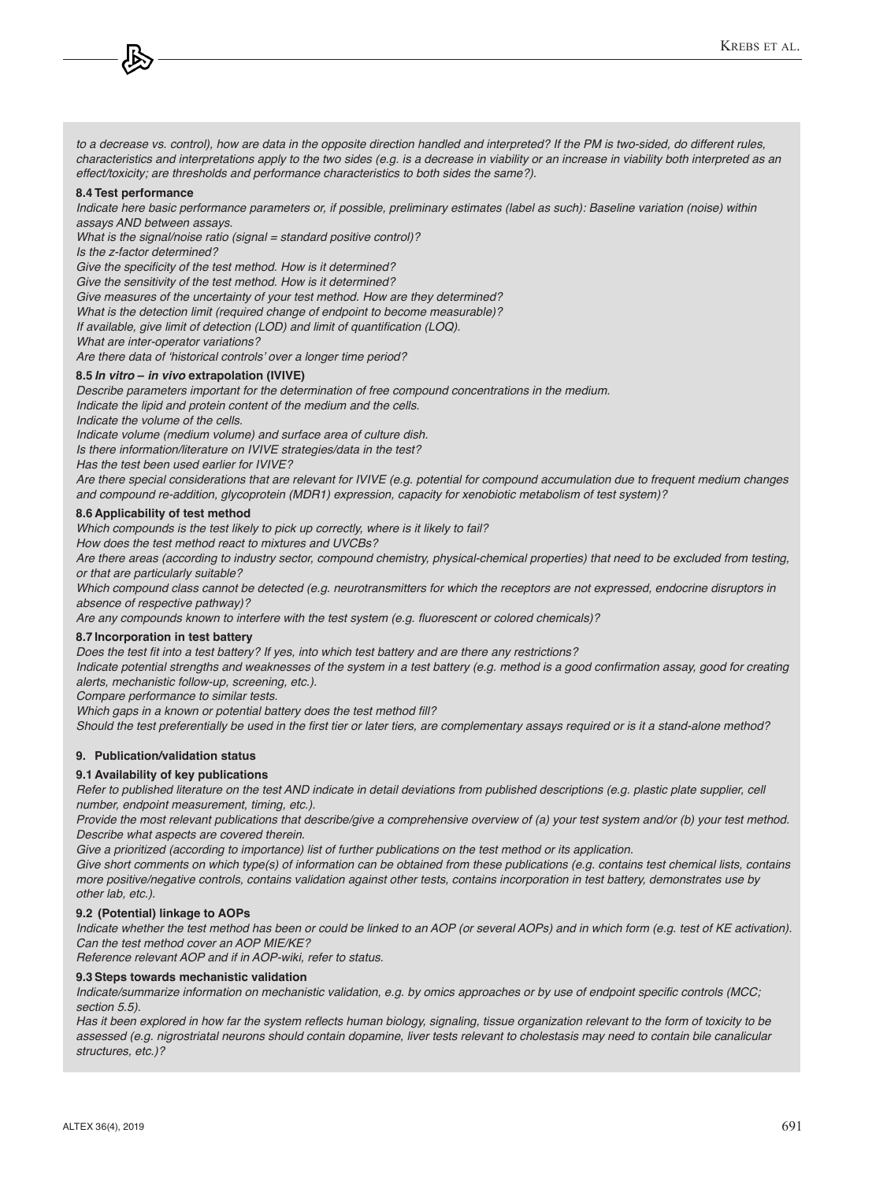*to a decrease vs. control), how are data in the opposite direction handled and interpreted? If the PM is two-sided, do different rules, characteristics and interpretations apply to the two sides (e.g. is a decrease in viability or an increase in viability both interpreted as an effect/toxicity; are thresholds and performance characteristics to both sides the same?).*

**8.4 Test performance**

*Indicate here basic performance parameters or, if possible, preliminary estimates (label as such): Baseline variation (noise) within assays AND between assays.*
*What is the signal/noise ratio (signal = standard positive control)?*
*Is the z-factor determined?*
*Give the specificity of the test method. How is it determined?*
*Give the sensitivity of the test method. How is it determined?*
*Give measures of the uncertainty of your test method. How are they determined?*
*What is the detection limit (required change of endpoint to become measurable)?*
*If available, give limit of detection (LOD) and limit of quantification (LOQ).*
*What are inter-operator variations?*
*Are there data of 'historical controls' over a longer time period?*

**8.5 *In vitro – in vivo* extrapolation (IVIVE)**

*Describe parameters important for the determination of free compound concentrations in the medium.*
*Indicate the lipid and protein content of the medium and the cells.*
*Indicate the volume of the cells.*
*Indicate volume (medium volume) and surface area of culture dish.*
*Is there information/literature on IVIVE strategies/data in the test?*
*Has the test been used earlier for IVIVE?*
*Are there special considerations that are relevant for IVIVE (e.g. potential for compound accumulation due to frequent medium changes and compound re-addition, glycoprotein (MDR1) expression, capacity for xenobiotic metabolism of test system)?*

**8.6 Applicability of test method**

*Which compounds is the test likely to pick up correctly, where is it likely to fail?*
*How does the test method react to mixtures and UVCBs?*
*Are there areas (according to industry sector, compound chemistry, physical-chemical properties) that need to be excluded from testing, or that are particularly suitable?*
*Which compound class cannot be detected (e.g. neurotransmitters for which the receptors are not expressed, endocrine disruptors in absence of respective pathway)?*
*Are any compounds known to interfere with the test system (e.g. fluorescent or colored chemicals)?*

**8.7 Incorporation in test battery**

*Does the test fit into a test battery? If yes, into which test battery and are there any restrictions?*
*Indicate potential strengths and weaknesses of the system in a test battery (e.g. method is a good confirmation assay, good for creating alerts, mechanistic follow-up, screening, etc.).*
*Compare performance to similar tests.*
*Which gaps in a known or potential battery does the test method fill?*
*Should the test preferentially be used in the first tier or later tiers, are complementary assays required or is it a stand-alone method?*

**9. Publication/validation status**

**9.1 Availability of key publications**

*Refer to published literature on the test AND indicate in detail deviations from published descriptions (e.g. plastic plate supplier, cell number, endpoint measurement, timing, etc.).*
*Provide the most relevant publications that describe/give a comprehensive overview of (a) your test system and/or (b) your test method. Describe what aspects are covered therein.*
*Give a prioritized (according to importance) list of further publications on the test method or its application.*
*Give short comments on which type(s) of information can be obtained from these publications (e.g. contains test chemical lists, contains more positive/negative controls, contains validation against other tests, contains incorporation in test battery, demonstrates use by other lab, etc.).*

**9.2 (Potential) linkage to AOPs**

*Indicate whether the test method has been or could be linked to an AOP (or several AOPs) and in which form (e.g. test of KE activation).*
*Can the test method cover an AOP MIE/KE?*
*Reference relevant AOP and if in AOP-wiki, refer to status.*

**9.3 Steps towards mechanistic validation**

*Indicate/summarize information on mechanistic validation, e.g. by omics approaches or by use of endpoint specific controls (MCC; section 5.5).*
*Has it been explored in how far the system reflects human biology, signaling, tissue organization relevant to the form of toxicity to be assessed (e.g. nigrostriatal neurons should contain dopamine, liver tests relevant to cholestasis may need to contain bile canalicular structures, etc.)?*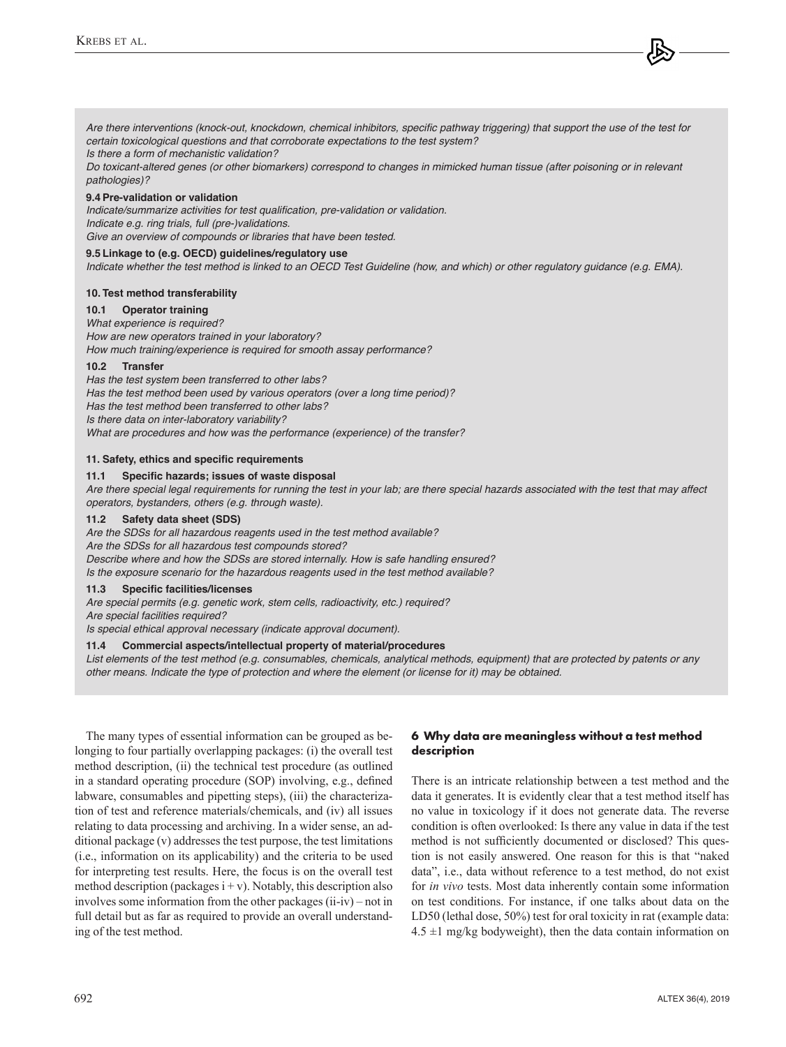*Are there interventions (knock-out, knockdown, chemical inhibitors, specific pathway triggering) that support the use of the test for certain toxicological questions and that corroborate expectations to the test system?*
*Is there a form of mechanistic validation?*
*Do toxicant-altered genes (or other biomarkers) correspond to changes in mimicked human tissue (after poisoning or in relevant pathologies)?*

**9.4 Pre-validation or validation**
*Indicate/summarize activities for test qualification, pre-validation or validation.*
*Indicate e.g. ring trials, full (pre-)validations.*
*Give an overview of compounds or libraries that have been tested.*

**9.5 Linkage to (e.g. OECD) guidelines/regulatory use**
*Indicate whether the test method is linked to an OECD Test Guideline (how, and which) or other regulatory guidance (e.g. EMA).*

**10. Test method transferability**

**10.1 Operator training**
*What experience is required?*
*How are new operators trained in your laboratory?*
*How much training/experience is required for smooth assay performance?*

**10.2 Transfer**
*Has the test system been transferred to other labs?*
*Has the test method been used by various operators (over a long time period)?*
*Has the test method been transferred to other labs?*
*Is there data on inter-laboratory variability?*
*What are procedures and how was the performance (experience) of the transfer?*

**11. Safety, ethics and specific requirements**

**11.1 Specific hazards; issues of waste disposal**
*Are there special legal requirements for running the test in your lab; are there special hazards associated with the test that may affect operators, bystanders, others (e.g. through waste).*

**11.2 Safety data sheet (SDS)**
*Are the SDSs for all hazardous reagents used in the test method available?*
*Are the SDSs for all hazardous test compounds stored?*
*Describe where and how the SDSs are stored internally. How is safe handling ensured?*
*Is the exposure scenario for the hazardous reagents used in the test method available?*

**11.3 Specific facilities/licenses**
*Are special permits (e.g. genetic work, stem cells, radioactivity, etc.) required?*
*Are special facilities required?*
*Is special ethical approval necessary (indicate approval document).*

**11.4 Commercial aspects/intellectual property of material/procedures**
*List elements of the test method (e.g. consumables, chemicals, analytical methods, equipment) that are protected by patents or any other means. Indicate the type of protection and where the element (or license for it) may be obtained.*

The many types of essential information can be grouped as belonging to four partially overlapping packages: (i) the overall test method description, (ii) the technical test procedure (as outlined in a standard operating procedure (SOP) involving, e.g., defined labware, consumables and pipetting steps), (iii) the characterization of test and reference materials/chemicals, and (iv) all issues relating to data processing and archiving. In a wider sense, an additional package (v) addresses the test purpose, the test limitations (i.e., information on its applicability) and the criteria to be used for interpreting test results. Here, the focus is on the overall test method description (packages i + v). Notably, this description also involves some information from the other packages (ii-iv) – not in full detail but as far as required to provide an overall understanding of the test method.

## 6 Why data are meaningless without a test method description

There is an intricate relationship between a test method and the data it generates. It is evidently clear that a test method itself has no value in toxicology if it does not generate data. The reverse condition is often overlooked: Is there any value in data if the test method is not sufficiently documented or disclosed? This question is not easily answered. One reason for this is that "naked data", i.e., data without reference to a test method, do not exist for *in vivo* tests. Most data inherently contain some information on test conditions. For instance, if one talks about data on the LD50 (lethal dose, 50%) test for oral toxicity in rat (example data: 4.5 ±1 mg/kg bodyweight), then the data contain information on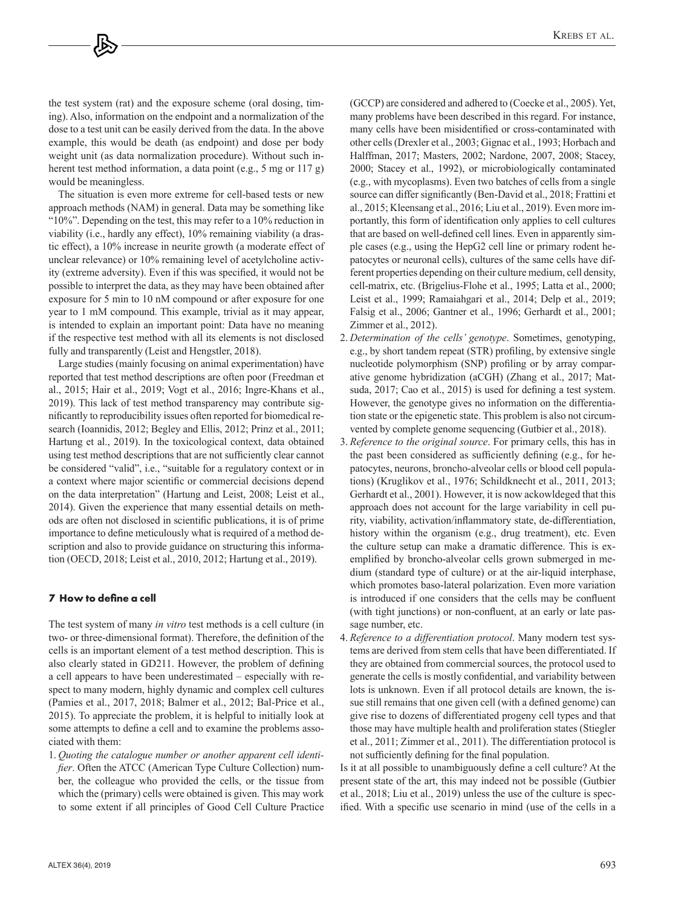the test system (rat) and the exposure scheme (oral dosing, timing). Also, information on the endpoint and a normalization of the dose to a test unit can be easily derived from the data. In the above example, this would be death (as endpoint) and dose per body weight unit (as data normalization procedure). Without such inherent test method information, a data point (e.g., 5 mg or 117 g) would be meaningless.

The situation is even more extreme for cell-based tests or new approach methods (NAM) in general. Data may be something like "10%". Depending on the test, this may refer to a 10% reduction in viability (i.e., hardly any effect), 10% remaining viability (a drastic effect), a 10% increase in neurite growth (a moderate effect of unclear relevance) or 10% remaining level of acetylcholine activity (extreme adversity). Even if this was specified, it would not be possible to interpret the data, as they may have been obtained after exposure for 5 min to 10 nM compound or after exposure for one year to 1 mM compound. This example, trivial as it may appear, is intended to explain an important point: Data have no meaning if the respective test method with all its elements is not disclosed fully and transparently (Leist and Hengstler, 2018).

Large studies (mainly focusing on animal experimentation) have reported that test method descriptions are often poor (Freedman et al., 2015; Hair et al., 2019; Vogt et al., 2016; Ingre-Khans et al., 2019). This lack of test method transparency may contribute significantly to reproducibility issues often reported for biomedical research (Ioannidis, 2012; Begley and Ellis, 2012; Prinz et al., 2011; Hartung et al., 2019). In the toxicological context, data obtained using test method descriptions that are not sufficiently clear cannot be considered "valid", i.e., "suitable for a regulatory context or in a context where major scientific or commercial decisions depend on the data interpretation" (Hartung and Leist, 2008; Leist et al., 2014). Given the experience that many essential details on methods are often not disclosed in scientific publications, it is of prime importance to define meticulously what is required of a method description and also to provide guidance on structuring this information (OECD, 2018; Leist et al., 2010, 2012; Hartung et al., 2019).

## 7 How to define a cell

The test system of many *in vitro* test methods is a cell culture (in two- or three-dimensional format). Therefore, the definition of the cells is an important element of a test method description. This is also clearly stated in GD211. However, the problem of defining a cell appears to have been underestimated – especially with respect to many modern, highly dynamic and complex cell cultures (Pamies et al., 2017, 2018; Balmer et al., 2012; Bal-Price et al., 2015). To appreciate the problem, it is helpful to initially look at some attempts to define a cell and to examine the problems associated with them:

1. *Quoting the catalogue number or another apparent cell identifier*. Often the ATCC (American Type Culture Collection) number, the colleague who provided the cells, or the tissue from which the (primary) cells were obtained is given. This may work to some extent if all principles of Good Cell Culture Practice (GCCP) are considered and adhered to (Coecke et al., 2005). Yet, many problems have been described in this regard. For instance, many cells have been misidentified or cross-contaminated with other cells (Drexler et al., 2003; Gignac et al., 1993; Horbach and Halffman, 2017; Masters, 2002; Nardone, 2007, 2008; Stacey, 2000; Stacey et al., 1992), or microbiologically contaminated (e.g., with mycoplasms). Even two batches of cells from a single source can differ significantly (Ben-David et al., 2018; Frattini et al., 2015; Kleensang et al., 2016; Liu et al., 2019). Even more importantly, this form of identification only applies to cell cultures that are based on well-defined cell lines. Even in apparently simple cases (e.g., using the HepG2 cell line or primary rodent hepatocytes or neuronal cells), cultures of the same cells have different properties depending on their culture medium, cell density, cell-matrix, etc. (Brigelius-Flohe et al., 1995; Latta et al., 2000; Leist et al., 1999; Ramaiahgari et al., 2014; Delp et al., 2019; Falsig et al., 2006; Gantner et al., 1996; Gerhardt et al., 2001; Zimmer et al., 2012).
2. *Determination of the cells' genotype*. Sometimes, genotyping, e.g., by short tandem repeat (STR) profiling, by extensive single nucleotide polymorphism (SNP) profiling or by array comparative genome hybridization (aCGH) (Zhang et al., 2017; Matsuda, 2017; Cao et al., 2015) is used for defining a test system. However, the genotype gives no information on the differentiation state or the epigenetic state. This problem is also not circumvented by complete genome sequencing (Gutbier et al., 2018).
3. *Reference to the original source*. For primary cells, this has in the past been considered as sufficiently defining (e.g., for hepatocytes, neurons, broncho-alveolar cells or blood cell populations) (Kruglikov et al., 1976; Schildknecht et al., 2011, 2013; Gerhardt et al., 2001). However, it is now ackowldeged that this approach does not account for the large variability in cell purity, viability, activation/inflammatory state, de-differentiation, history within the organism (e.g., drug treatment), etc. Even the culture setup can make a dramatic difference. This is exemplified by broncho-alveolar cells grown submerged in medium (standard type of culture) or at the air-liquid interphase, which promotes baso-lateral polarization. Even more variation is introduced if one considers that the cells may be confluent (with tight junctions) or non-confluent, at an early or late passage number, etc.
4. *Reference to a differentiation protocol*. Many modern test systems are derived from stem cells that have been differentiated. If they are obtained from commercial sources, the protocol used to generate the cells is mostly confidential, and variability between lots is unknown. Even if all protocol details are known, the issue still remains that one given cell (with a defined genome) can give rise to dozens of differentiated progeny cell types and that those may have multiple health and proliferation states (Stiegler et al., 2011; Zimmer et al., 2011). The differentiation protocol is not sufficiently defining for the final population.

Is it at all possible to unambiguously define a cell culture? At the present state of the art, this may indeed not be possible (Gutbier et al., 2018; Liu et al., 2019) unless the use of the culture is specified. With a specific use scenario in mind (use of the cells in a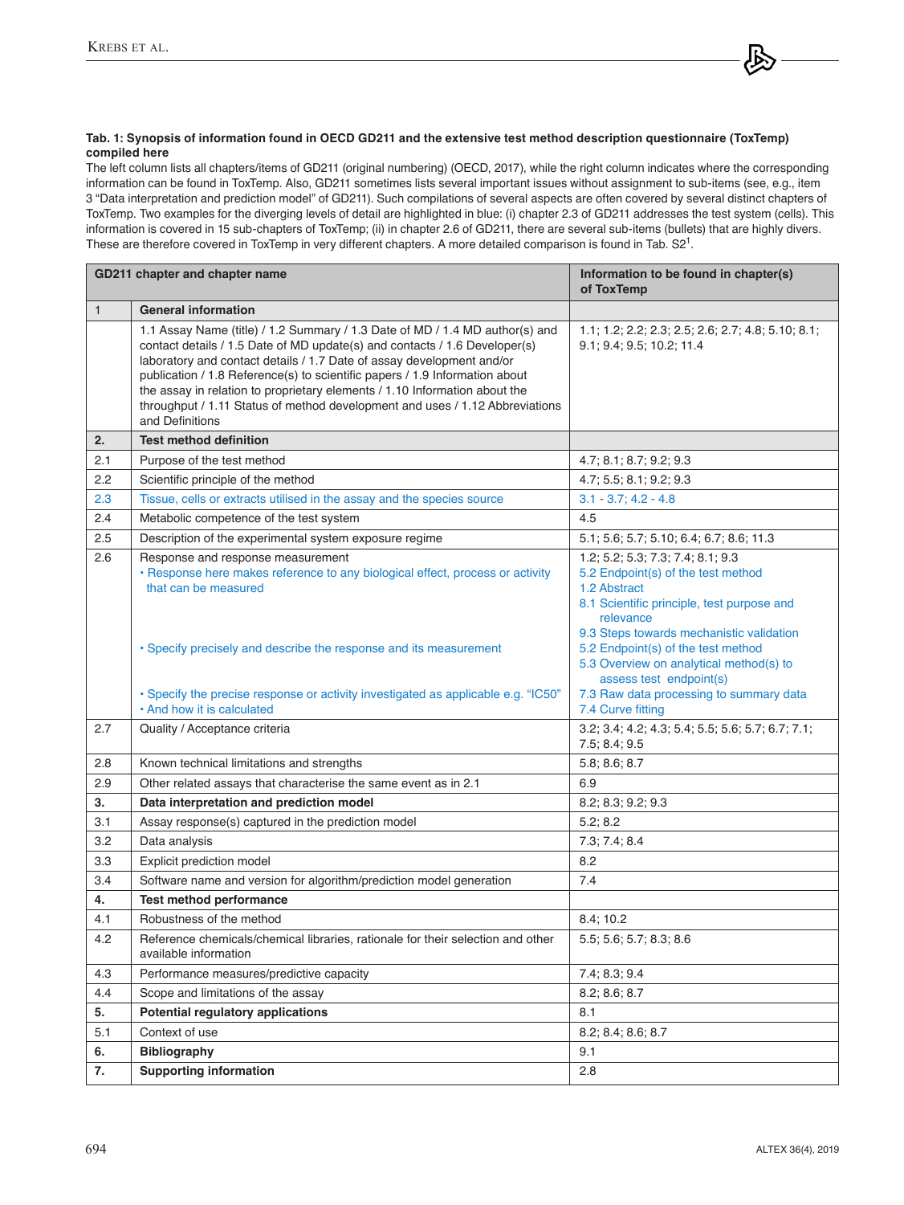**Tab. 1: Synopsis of information found in OECD GD211 and the extensive test method description questionnaire (ToxTemp) compiled here**

The left column lists all chapters/items of GD211 (original numbering) (OECD, 2017), while the right column indicates where the corresponding information can be found in ToxTemp. Also, GD211 sometimes lists several important issues without assignment to sub-items (see, e.g., item 3 "Data interpretation and prediction model" of GD211). Such compilations of several aspects are often covered by several distinct chapters of ToxTemp. Two examples for the diverging levels of detail are highlighted in blue: (i) chapter 2.3 of GD211 addresses the test system (cells). This information is covered in 15 sub-chapters of ToxTemp; (ii) in chapter 2.6 of GD211, there are several sub-items (bullets) that are highly divers. These are therefore covered in ToxTemp in very different chapters. A more detailed comparison is found in Tab. S2[1].

| GD211 chapter and chapter name | | Information to be found in chapter(s) of ToxTemp |
|---|---|---|
| 1 | **General information** | |
| | 1.1 Assay Name (title) / 1.2 Summary / 1.3 Date of MD / 1.4 MD author(s) and contact details / 1.5 Date of MD update(s) and contacts / 1.6 Developer(s) laboratory and contact details / 1.7 Date of assay development and/or publication / 1.8 Reference(s) to scientific papers / 1.9 Information about the assay in relation to proprietary elements / 1.10 Information about the throughput / 1.11 Status of method development and uses / 1.12 Abbreviations and Definitions | 1.1; 1.2; 2.2; 2.3; 2.5; 2.6; 2.7; 4.8; 5.10; 8.1; 9.1; 9.4; 9.5; 10.2; 11.4 |
| **2.** | **Test method definition** | |
| 2.1 | Purpose of the test method | 4.7; 8.1; 8.7; 9.2; 9.3 |
| 2.2 | Scientific principle of the method | 4.7; 5.5; 8.1; 9.2; 9.3 |
| 2.3 | Tissue, cells or extracts utilised in the assay and the species source | 3.1 - 3.7; 4.2 - 4.8 |
| 2.4 | Metabolic competence of the test system | 4.5 |
| 2.5 | Description of the experimental system exposure regime | 5.1; 5.6; 5.7; 5.10; 6.4; 6.7; 8.6; 11.3 |
| 2.6 | Response and response measurement<br>• Response here makes reference to any biological effect, process or activity that can be measured<br>• Specify precisely and describe the response and its measurement<br>• Specify the precise response or activity investigated as applicable e.g. "IC50"<br>• And how it is calculated | 1.2; 5.2; 5.3; 7.3; 7.4; 8.1; 9.3<br>5.2 Endpoint(s) of the test method<br>1.2 Abstract<br>8.1 Scientific principle, test purpose and relevance<br>9.3 Steps towards mechanistic validation<br>5.2 Endpoint(s) of the test method<br>5.3 Overview on analytical method(s) to assess test endpoint(s)<br>7.3 Raw data processing to summary data<br>7.4 Curve fitting |
| 2.7 | Quality / Acceptance criteria | 3.2; 3.4; 4.2; 4.3; 5.4; 5.5; 5.6; 5.7; 6.7; 7.1; 7.5; 8.4; 9.5 |
| 2.8 | Known technical limitations and strengths | 5.8; 8.6; 8.7 |
| 2.9 | Other related assays that characterise the same event as in 2.1 | 6.9 |
| **3.** | **Data interpretation and prediction model** | 8.2; 8.3; 9.2; 9.3 |
| 3.1 | Assay response(s) captured in the prediction model | 5.2; 8.2 |
| 3.2 | Data analysis | 7.3; 7.4; 8.4 |
| 3.3 | Explicit prediction model | 8.2 |
| 3.4 | Software name and version for algorithm/prediction model generation | 7.4 |
| **4.** | **Test method performance** | |
| 4.1 | Robustness of the method | 8.4; 10.2 |
| 4.2 | Reference chemicals/chemical libraries, rationale for their selection and other available information | 5.5; 5.6; 5.7; 8.3; 8.6 |
| 4.3 | Performance measures/predictive capacity | 7.4; 8.3; 9.4 |
| 4.4 | Scope and limitations of the assay | 8.2; 8.6; 8.7 |
| **5.** | **Potential regulatory applications** | 8.1 |
| 5.1 | Context of use | 8.2; 8.4; 8.6; 8.7 |
| **6.** | **Bibliography** | 9.1 |
| **7.** | **Supporting information** | 2.8 |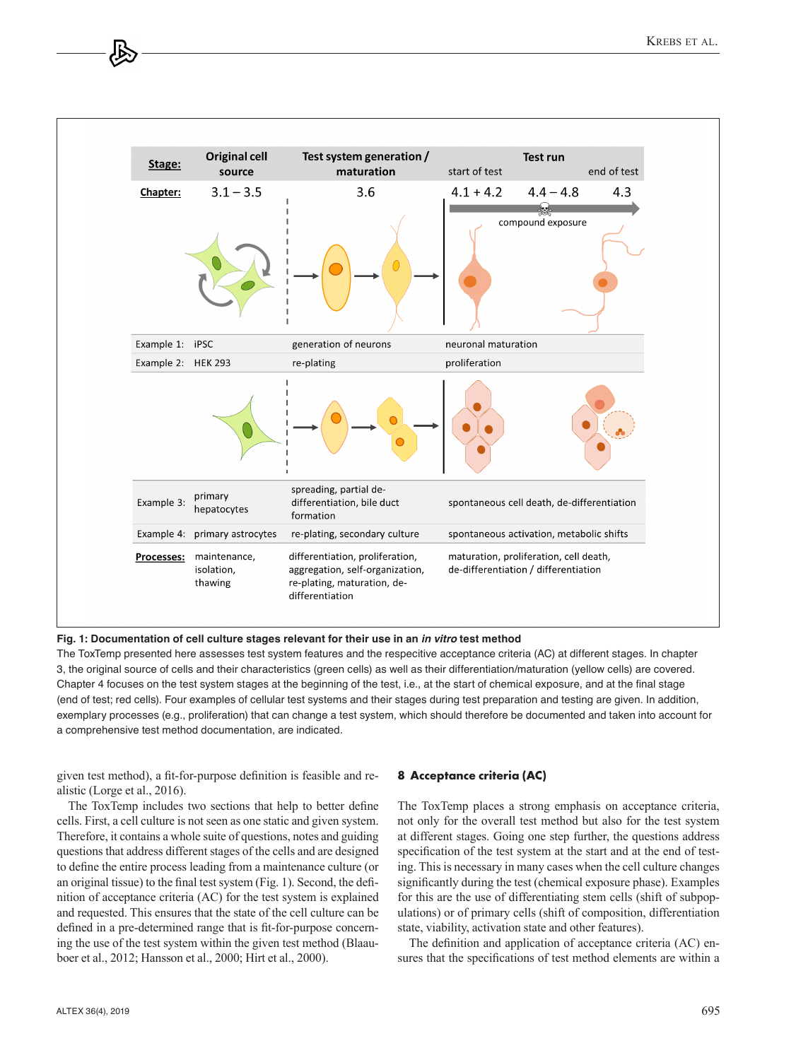| Stage: | Original cell source | Test system generation / maturation | Test run (start of test) | | Test run (end of test) |
|---|---|---|---|---|---|
| Chapter: | 3.1 – 3.5 | 3.6 | 4.1 + 4.2 | 4.4 – 4.8 | 4.3 |
| | | | compound exposure | | |
| Example 1: | iPSC | generation of neurons | neuronal maturation | | |
| Example 2: | HEK 293 | re-plating | proliferation | | |
| Example 3: | primary hepatocytes | spreading, partial de-differentiation, bile duct formation | spontaneous cell death, de-differentiation | | |
| Example 4: | primary astrocytes | re-plating, secondary culture | spontaneous activation, metabolic shifts | | |
| Processes: | maintenance, isolation, thawing | differentiation, proliferation, aggregation, self-organization, re-plating, maturation, de-differentiation | maturation, proliferation, cell death, de-differentiation / differentiation | | |

**Fig. 1: Documentation of cell culture stages relevant for their use in an *in vitro* test method**
The ToxTemp presented here assesses test system features and the respective acceptance criteria (AC) at different stages. In chapter 3, the original source of cells and their characteristics (green cells) as well as their differentiation/maturation (yellow cells) are covered. Chapter 4 focuses on the test system stages at the beginning of the test, i.e., at the start of chemical exposure, and at the final stage (end of test; red cells). Four examples of cellular test systems and their stages during test preparation and testing are given. In addition, exemplary processes (e.g., proliferation) that can change a test system, which should therefore be documented and taken into account for a comprehensive test method documentation, are indicated.

given test method), a fit-for-purpose definition is feasible and realistic (Lorge et al., 2016).

The ToxTemp includes two sections that help to better define cells. First, a cell culture is not seen as one static and given system. Therefore, it contains a whole suite of questions, notes and guiding questions that address different stages of the cells and are designed to define the entire process leading from a maintenance culture (or an original tissue) to the final test system (Fig. 1). Second, the definition of acceptance criteria (AC) for the test system is explained and requested. This ensures that the state of the cell culture can be defined in a pre-determined range that is fit-for-purpose concerning the use of the test system within the given test method (Blaauboer et al., 2012; Hansson et al., 2000; Hirt et al., 2000).

## 8 Acceptance criteria (AC)

The ToxTemp places a strong emphasis on acceptance criteria, not only for the overall test method but also for the test system at different stages. Going one step further, the questions address specification of the test system at the start and at the end of testing. This is necessary in many cases when the cell culture changes significantly during the test (chemical exposure phase). Examples for this are the use of differentiating stem cells (shift of subpopulations) or of primary cells (shift of composition, differentiation state, viability, activation state and other features).

The definition and application of acceptance criteria (AC) ensures that the specifications of test method elements are within a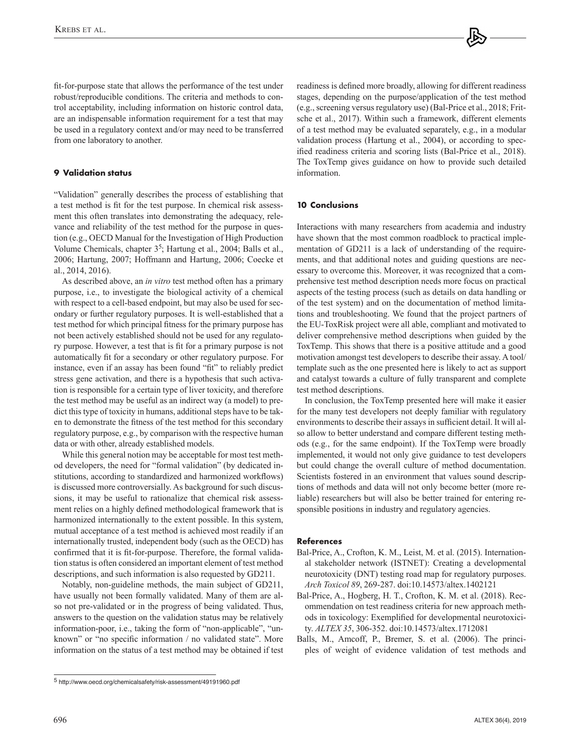fit-for-purpose state that allows the performance of the test under robust/reproducible conditions. The criteria and methods to control acceptability, including information on historic control data, are an indispensable information requirement for a test that may be used in a regulatory context and/or may need to be transferred from one laboratory to another.

## 9 Validation status

"Validation" generally describes the process of establishing that a test method is fit for the test purpose. In chemical risk assessment this often translates into demonstrating the adequacy, relevance and reliability of the test method for the purpose in question (e.g., OECD Manual for the Investigation of High Production Volume Chemicals, chapter 3[5]; Hartung et al., 2004; Balls et al., 2006; Hartung, 2007; Hoffmann and Hartung, 2006; Coecke et al., 2014, 2016).

As described above, an *in vitro* test method often has a primary purpose, i.e., to investigate the biological activity of a chemical with respect to a cell-based endpoint, but may also be used for secondary or further regulatory purposes. It is well-established that a test method for which principal fitness for the primary purpose has not been actively established should not be used for any regulatory purpose. However, a test that is fit for a primary purpose is not automatically fit for a secondary or other regulatory purpose. For instance, even if an assay has been found "fit" to reliably predict stress gene activation, and there is a hypothesis that such activation is responsible for a certain type of liver toxicity, and therefore the test method may be useful as an indirect way (a model) to predict this type of toxicity in humans, additional steps have to be taken to demonstrate the fitness of the test method for this secondary regulatory purpose, e.g., by comparison with the respective human data or with other, already established models.

While this general notion may be acceptable for most test method developers, the need for "formal validation" (by dedicated institutions, according to standardized and harmonized workflows) is discussed more controversially. As background for such discussions, it may be useful to rationalize that chemical risk assessment relies on a highly defined methodological framework that is harmonized internationally to the extent possible. In this system, mutual acceptance of a test method is achieved most readily if an internationally trusted, independent body (such as the OECD) has confirmed that it is fit-for-purpose. Therefore, the formal validation status is often considered an important element of test method descriptions, and such information is also requested by GD211.

Notably, non-guideline methods, the main subject of GD211, have usually not been formally validated. Many of them are also not pre-validated or in the progress of being validated. Thus, answers to the question on the validation status may be relatively information-poor, i.e., taking the form of "non-applicable", "unknown" or "no specific information / no validated state". More information on the status of a test method may be obtained if test readiness is defined more broadly, allowing for different readiness stages, depending on the purpose/application of the test method (e.g., screening versus regulatory use) (Bal-Price et al., 2018; Fritsche et al., 2017). Within such a framework, different elements of a test method may be evaluated separately, e.g., in a modular validation process (Hartung et al., 2004), or according to specified readiness criteria and scoring lists (Bal-Price et al., 2018). The ToxTemp gives guidance on how to provide such detailed information.

## 10 Conclusions

Interactions with many researchers from academia and industry have shown that the most common roadblock to practical implementation of GD211 is a lack of understanding of the requirements, and that additional notes and guiding questions are necessary to overcome this. Moreover, it was recognized that a comprehensive test method description needs more focus on practical aspects of the testing process (such as details on data handling or of the test system) and on the documentation of method limitations and troubleshooting. We found that the project partners of the EU-ToxRisk project were all able, compliant and motivated to deliver comprehensive method descriptions when guided by the ToxTemp. This shows that there is a positive attitude and a good motivation amongst test developers to describe their assay. A tool/template such as the one presented here is likely to act as support and catalyst towards a culture of fully transparent and complete test method descriptions.

In conclusion, the ToxTemp presented here will make it easier for the many test developers not deeply familiar with regulatory environments to describe their assays in sufficient detail. It will also allow to better understand and compare different testing methods (e.g., for the same endpoint). If the ToxTemp were broadly implemented, it would not only give guidance to test developers but could change the overall culture of method documentation. Scientists fostered in an environment that values sound descriptions of methods and data will not only become better (more reliable) researchers but will also be better trained for entering responsible positions in industry and regulatory agencies.

## References

Bal-Price, A., Crofton, K. M., Leist, M. et al. (2015). International stakeholder network (ISTNET): Creating a developmental neurotoxicity (DNT) testing road map for regulatory purposes. *Arch Toxicol 89*, 269-287. doi:10.14573/altex.1402121

Bal-Price, A., Hogberg, H. T., Crofton, K. M. et al. (2018). Recommendation on test readiness criteria for new approach methods in toxicology: Exemplified for developmental neurotoxicity. *ALTEX 35*, 306-352. doi:10.14573/altex.1712081

Balls, M., Amcoff, P., Bremer, S. et al. (2006). The principles of weight of evidence validation of test methods and

[5] http://www.oecd.org/chemicalsafety/risk-assessment/49191960.pdf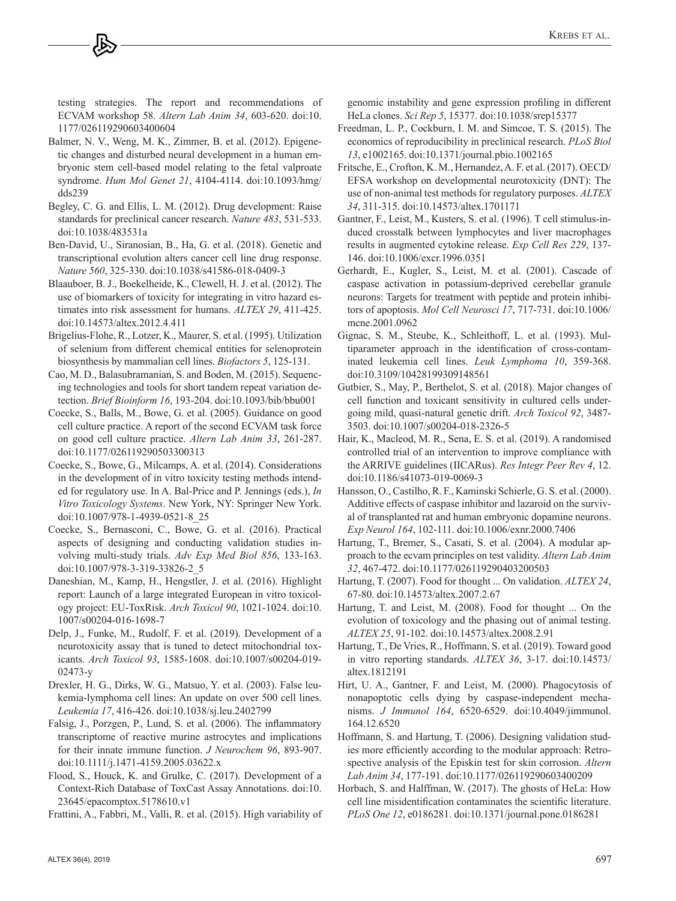testing strategies. The report and recommendations of ECVAM workshop 58. *Altern Lab Anim 34*, 603-620. doi:10.1177/026119290603400604

Balmer, N. V., Weng, M. K., Zimmer, B. et al. (2012). Epigenetic changes and disturbed neural development in a human embryonic stem cell-based model relating to the fetal valproate syndrome. *Hum Mol Genet 21*, 4104-4114. doi:10.1093/hmg/dds239

Begley, C. G. and Ellis, L. M. (2012). Drug development: Raise standards for preclinical cancer research. *Nature 483*, 531-533. doi:10.1038/483531a

Ben-David, U., Siranosian, B., Ha, G. et al. (2018). Genetic and transcriptional evolution alters cancer cell line drug response. *Nature 560*, 325-330. doi:10.1038/s41586-018-0409-3

Blaauboer, B. J., Boekelheide, K., Clewell, H. J. et al. (2012). The use of biomarkers of toxicity for integrating in vitro hazard estimates into risk assessment for humans. *ALTEX 29*, 411-425. doi:10.14573/altex.2012.4.411

Brigelius-Flohe, R., Lotzer, K., Maurer, S. et al. (1995). Utilization of selenium from different chemical entities for selenoprotein biosynthesis by mammalian cell lines. *Biofactors 5*, 125-131.

Cao, M. D., Balasubramanian, S. and Boden, M. (2015). Sequencing technologies and tools for short tandem repeat variation detection. *Brief Bioinform 16*, 193-204. doi:10.1093/bib/bbu001

Coecke, S., Balls, M., Bowe, G. et al. (2005). Guidance on good cell culture practice. A report of the second ECVAM task force on good cell culture practice. *Altern Lab Anim 33*, 261-287. doi:10.1177/026119290503300313

Coecke, S., Bowe, G., Milcamps, A. et al. (2014). Considerations in the development of in vitro toxicity testing methods intended for regulatory use. In A. Bal-Price and P. Jennings (eds.), *In Vitro Toxicology Systems*. New York, NY: Springer New York. doi:10.1007/978-1-4939-0521-8_25

Coecke, S., Bernasconi, C., Bowe, G. et al. (2016). Practical aspects of designing and conducting validation studies involving multi-study trials. *Adv Exp Med Biol 856*, 133-163. doi:10.1007/978-3-319-33826-2_5

Daneshian, M., Kamp, H., Hengstler, J. et al. (2016). Highlight report: Launch of a large integrated European in vitro toxicology project: EU-ToxRisk. *Arch Toxicol 90*, 1021-1024. doi:10.1007/s00204-016-1698-7

Delp, J., Funke, M., Rudolf, F. et al. (2019). Development of a neurotoxicity assay that is tuned to detect mitochondrial toxicants. *Arch Toxicol 93*, 1585-1608. doi:10.1007/s00204-019-02473-y

Drexler, H. G., Dirks, W. G., Matsuo, Y. et al. (2003). False leukemia-lymphoma cell lines: An update on over 500 cell lines. *Leukemia 17*, 416-426. doi:10.1038/sj.leu.2402799

Falsig, J., Porzgen, P., Lund, S. et al. (2006). The inflammatory transcriptome of reactive murine astrocytes and implications for their innate immune function. *J Neurochem 96*, 893-907. doi:10.1111/j.1471-4159.2005.03622.x

Flood, S., Houck, K. and Grulke, C. (2017). Development of a Context-Rich Database of ToxCast Assay Annotations. doi:10.23645/epacomptox.5178610.v1

Frattini, A., Fabbri, M., Valli, R. et al. (2015). High variability of genomic instability and gene expression profiling in different HeLa clones. *Sci Rep 5*, 15377. doi:10.1038/srep15377

Freedman, L. P., Cockburn, I. M. and Simcoe, T. S. (2015). The economics of reproducibility in preclinical research. *PLoS Biol 13*, e1002165. doi:10.1371/journal.pbio.1002165

Fritsche, E., Crofton, K. M., Hernandez, A. F. et al. (2017). OECD/EFSA workshop on developmental neurotoxicity (DNT): The use of non-animal test methods for regulatory purposes. *ALTEX 34*, 311-315. doi:10.14573/altex.1701171

Gantner, F., Leist, M., Kusters, S. et al. (1996). T cell stimulus-induced crosstalk between lymphocytes and liver macrophages results in augmented cytokine release. *Exp Cell Res 229*, 137-146. doi:10.1006/excr.1996.0351

Gerhardt, E., Kugler, S., Leist, M. et al. (2001). Cascade of caspase activation in potassium-deprived cerebellar granule neurons: Targets for treatment with peptide and protein inhibitors of apoptosis. *Mol Cell Neurosci 17*, 717-731. doi:10.1006/mcne.2001.0962

Gignac, S. M., Steube, K., Schleithoff, L. et al. (1993). Multiparameter approach in the identification of cross-contaminated leukemia cell lines. *Leuk Lymphoma 10*, 359-368. doi:10.3109/10428199309148561

Gutbier, S., May, P., Berthelot, S. et al. (2018). Major changes of cell function and toxicant sensitivity in cultured cells undergoing mild, quasi-natural genetic drift. *Arch Toxicol 92*, 3487-3503. doi:10.1007/s00204-018-2326-5

Hair, K., Macleod, M. R., Sena, E. S. et al. (2019). A randomised controlled trial of an intervention to improve compliance with the ARRIVE guidelines (IICARus). *Res Integr Peer Rev 4*, 12. doi:10.1186/s41073-019-0069-3

Hansson, O., Castilho, R. F., Kaminski Schierle, G. S. et al. (2000). Additive effects of caspase inhibitor and lazaroid on the survival of transplanted rat and human embryonic dopamine neurons. *Exp Neurol 164*, 102-111. doi:10.1006/exnr.2000.7406

Hartung, T., Bremer, S., Casati, S. et al. (2004). A modular approach to the ecvam principles on test validity. *Altern Lab Anim 32*, 467-472. doi:10.1177/026119290403200503

Hartung, T. (2007). Food for thought ... On validation. *ALTEX 24*, 67-80. doi:10.14573/altex.2007.2.67

Hartung, T. and Leist, M. (2008). Food for thought ... On the evolution of toxicology and the phasing out of animal testing. *ALTEX 25*, 91-102. doi:10.14573/altex.2008.2.91

Hartung, T., De Vries, R., Hoffmann, S. et al. (2019). Toward good in vitro reporting standards. *ALTEX 36*, 3-17. doi:10.14573/altex.1812191

Hirt, U. A., Gantner, F. and Leist, M. (2000). Phagocytosis of nonapoptotic cells dying by caspase-independent mechanisms. *J Immunol 164*, 6520-6529. doi:10.4049/jimmunol.164.12.6520

Hoffmann, S. and Hartung, T. (2006). Designing validation studies more efficiently according to the modular approach: Retrospective analysis of the Episkin test for skin corrosion. *Altern Lab Anim 34*, 177-191. doi:10.1177/026119290603400209

Horbach, S. and Halffman, W. (2017). The ghosts of HeLa: How cell line misidentification contaminates the scientific literature. *PLoS One 12*, e0186281. doi:10.1371/journal.pone.0186281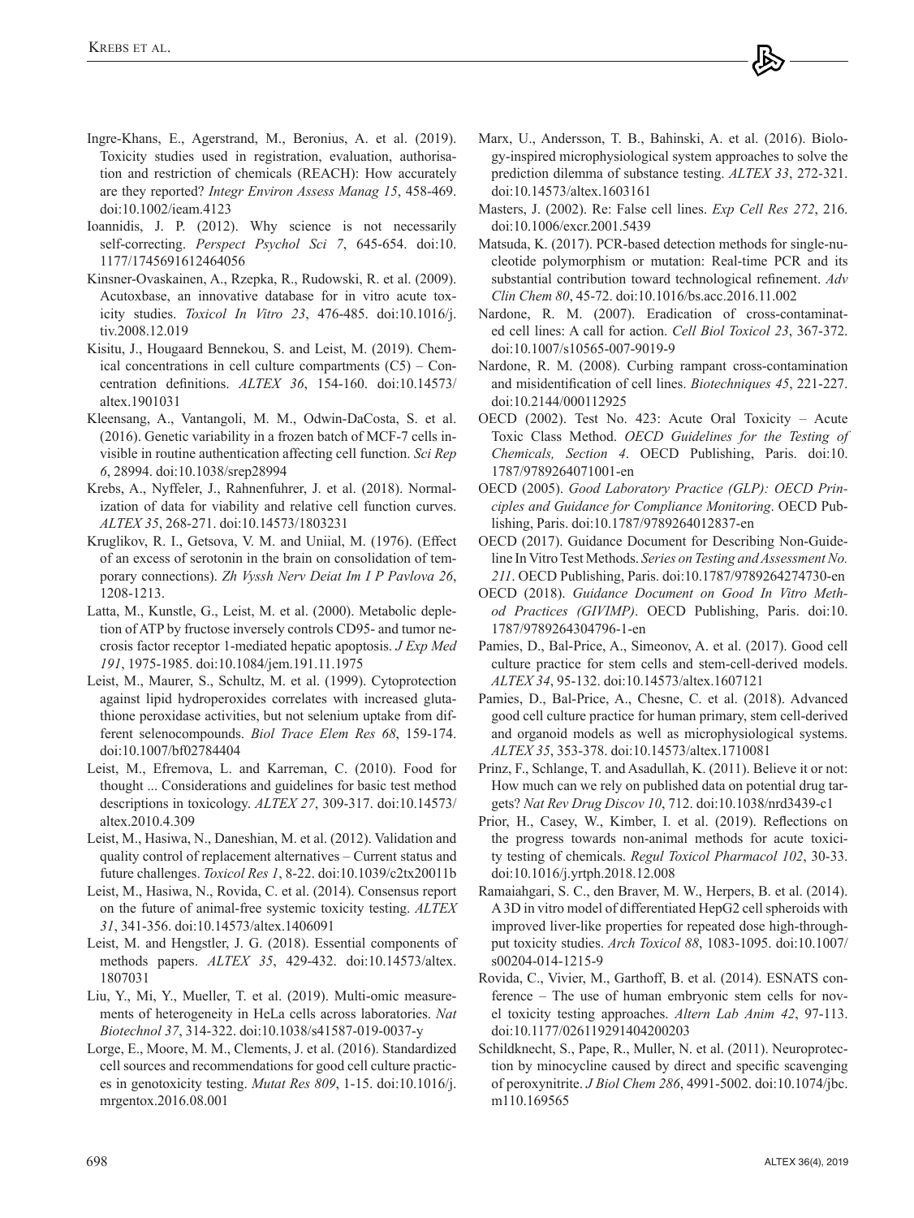Ingre-Khans, E., Agerstrand, M., Beronius, A. et al. (2019). Toxicity studies used in registration, evaluation, authorisation and restriction of chemicals (REACH): How accurately are they reported? *Integr Environ Assess Manag 15*, 458-469. doi:10.1002/ieam.4123

Ioannidis, J. P. (2012). Why science is not necessarily self-correcting. *Perspect Psychol Sci 7*, 645-654. doi:10.1177/1745691612464056

Kinsner-Ovaskainen, A., Rzepka, R., Rudowski, R. et al. (2009). Acutoxbase, an innovative database for in vitro acute toxicity studies. *Toxicol In Vitro 23*, 476-485. doi:10.1016/j.tiv.2008.12.019

Kisitu, J., Hougaard Bennekou, S. and Leist, M. (2019). Chemical concentrations in cell culture compartments (C5) – Concentration definitions. *ALTEX 36*, 154-160. doi:10.14573/altex.1901031

Kleensang, A., Vantangoli, M. M., Odwin-DaCosta, S. et al. (2016). Genetic variability in a frozen batch of MCF-7 cells invisible in routine authentication affecting cell function. *Sci Rep 6*, 28994. doi:10.1038/srep28994

Krebs, A., Nyffeler, J., Rahnenfuhrer, J. et al. (2018). Normalization of data for viability and relative cell function curves. *ALTEX 35*, 268-271. doi:10.14573/1803231

Kruglikov, R. I., Getsova, V. M. and Uniial, M. (1976). (Effect of an excess of serotonin in the brain on consolidation of temporary connections). *Zh Vyssh Nerv Deiat Im I P Pavlova 26*, 1208-1213.

Latta, M., Kunstle, G., Leist, M. et al. (2000). Metabolic depletion of ATP by fructose inversely controls CD95- and tumor necrosis factor receptor 1-mediated hepatic apoptosis. *J Exp Med 191*, 1975-1985. doi:10.1084/jem.191.11.1975

Leist, M., Maurer, S., Schultz, M. et al. (1999). Cytoprotection against lipid hydroperoxides correlates with increased glutathione peroxidase activities, but not selenium uptake from different selenocompounds. *Biol Trace Elem Res 68*, 159-174. doi:10.1007/bf02784404

Leist, M., Efremova, L. and Karreman, C. (2010). Food for thought ... Considerations and guidelines for basic test method descriptions in toxicology. *ALTEX 27*, 309-317. doi:10.14573/altex.2010.4.309

Leist, M., Hasiwa, N., Daneshian, M. et al. (2012). Validation and quality control of replacement alternatives – Current status and future challenges. *Toxicol Res 1*, 8-22. doi:10.1039/c2tx20011b

Leist, M., Hasiwa, N., Rovida, C. et al. (2014). Consensus report on the future of animal-free systemic toxicity testing. *ALTEX 31*, 341-356. doi:10.14573/altex.1406091

Leist, M. and Hengstler, J. G. (2018). Essential components of methods papers. *ALTEX 35*, 429-432. doi:10.14573/altex.1807031

Liu, Y., Mi, Y., Mueller, T. et al. (2019). Multi-omic measurements of heterogeneity in HeLa cells across laboratories. *Nat Biotechnol 37*, 314-322. doi:10.1038/s41587-019-0037-y

Lorge, E., Moore, M. M., Clements, J. et al. (2016). Standardized cell sources and recommendations for good cell culture practices in genotoxicity testing. *Mutat Res 809*, 1-15. doi:10.1016/j.mrgentox.2016.08.001

Marx, U., Andersson, T. B., Bahinski, A. et al. (2016). Biology-inspired microphysiological system approaches to solve the prediction dilemma of substance testing. *ALTEX 33*, 272-321. doi:10.14573/altex.1603161

Masters, J. (2002). Re: False cell lines. *Exp Cell Res 272*, 216. doi:10.1006/excr.2001.5439

Matsuda, K. (2017). PCR-based detection methods for single-nucleotide polymorphism or mutation: Real-time PCR and its substantial contribution toward technological refinement. *Adv Clin Chem 80*, 45-72. doi:10.1016/bs.acc.2016.11.002

Nardone, R. M. (2007). Eradication of cross-contaminated cell lines: A call for action. *Cell Biol Toxicol 23*, 367-372. doi:10.1007/s10565-007-9019-9

Nardone, R. M. (2008). Curbing rampant cross-contamination and misidentification of cell lines. *Biotechniques 45*, 221-227. doi:10.2144/000112925

OECD (2002). Test No. 423: Acute Oral Toxicity – Acute Toxic Class Method. *OECD Guidelines for the Testing of Chemicals, Section 4*. OECD Publishing, Paris. doi:10.1787/9789264071001-en

OECD (2005). *Good Laboratory Practice (GLP): OECD Principles and Guidance for Compliance Monitoring*. OECD Publishing, Paris. doi:10.1787/9789264012837-en

OECD (2017). Guidance Document for Describing Non-Guideline In Vitro Test Methods. *Series on Testing and Assessment No. 211*. OECD Publishing, Paris. doi:10.1787/9789264274730-en

OECD (2018). *Guidance Document on Good In Vitro Method Practices (GIVIMP)*. OECD Publishing, Paris. doi:10.1787/9789264304796-1-en

Pamies, D., Bal-Price, A., Simeonov, A. et al. (2017). Good cell culture practice for stem cells and stem-cell-derived models. *ALTEX 34*, 95-132. doi:10.14573/altex.1607121

Pamies, D., Bal-Price, A., Chesne, C. et al. (2018). Advanced good cell culture practice for human primary, stem cell-derived and organoid models as well as microphysiological systems. *ALTEX 35*, 353-378. doi:10.14573/altex.1710081

Prinz, F., Schlange, T. and Asadullah, K. (2011). Believe it or not: How much can we rely on published data on potential drug targets? *Nat Rev Drug Discov 10*, 712. doi:10.1038/nrd3439-c1

Prior, H., Casey, W., Kimber, I. et al. (2019). Reflections on the progress towards non-animal methods for acute toxicity testing of chemicals. *Regul Toxicol Pharmacol 102*, 30-33. doi:10.1016/j.yrtph.2018.12.008

Ramaiahgari, S. C., den Braver, M. W., Herpers, B. et al. (2014). A 3D in vitro model of differentiated HepG2 cell spheroids with improved liver-like properties for repeated dose high-throughput toxicity studies. *Arch Toxicol 88*, 1083-1095. doi:10.1007/s00204-014-1215-9

Rovida, C., Vivier, M., Garthoff, B. et al. (2014). ESNATS conference – The use of human embryonic stem cells for novel toxicity testing approaches. *Altern Lab Anim 42*, 97-113. doi:10.1177/026119291404200203

Schildknecht, S., Pape, R., Muller, N. et al. (2011). Neuroprotection by minocycline caused by direct and specific scavenging of peroxynitrite. *J Biol Chem 286*, 4991-5002. doi:10.1074/jbc.m110.169565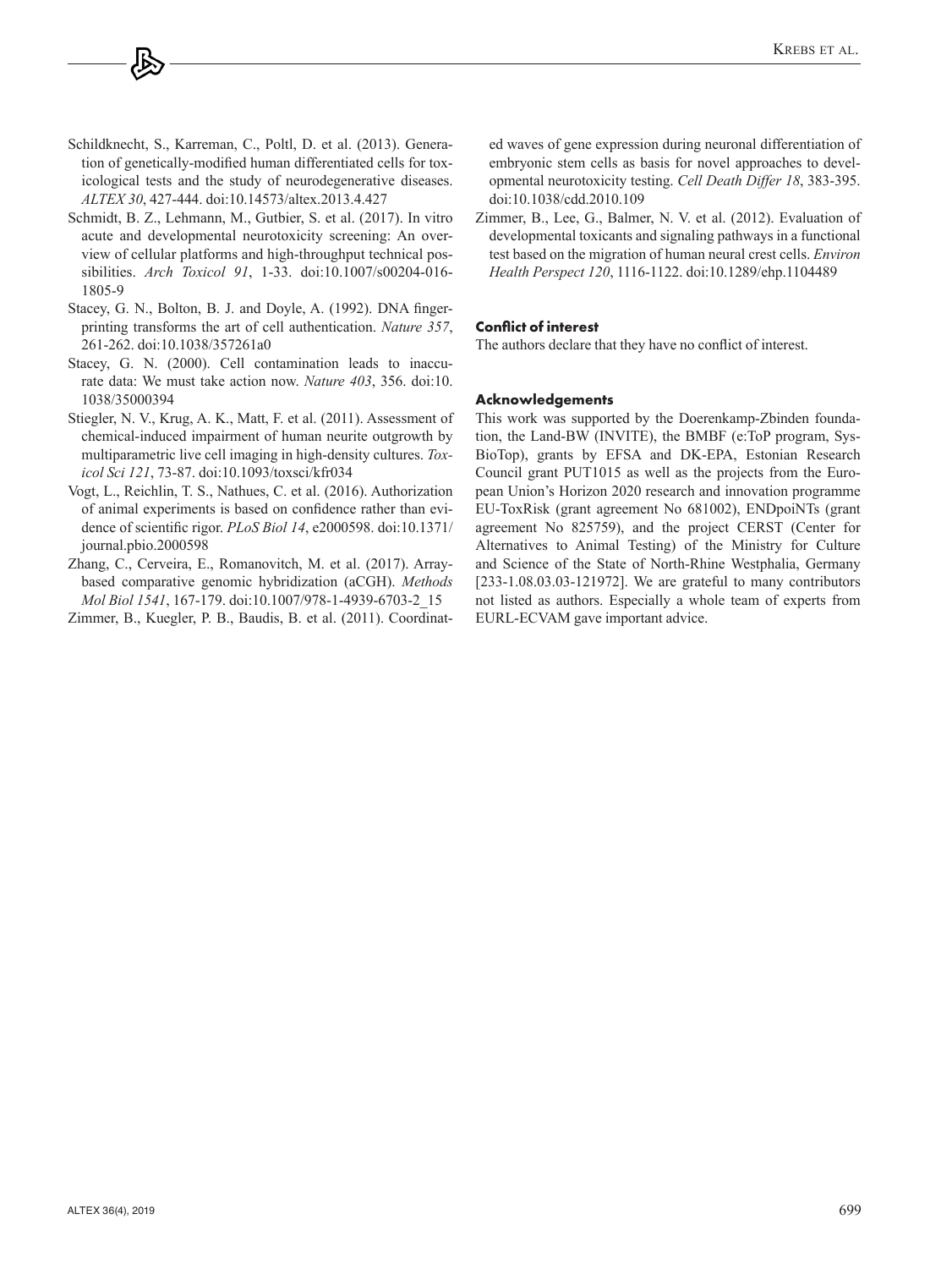Schildknecht, S., Karreman, C., Poltl, D. et al. (2013). Generation of genetically-modified human differentiated cells for toxicological tests and the study of neurodegenerative diseases. *ALTEX 30*, 427-444. doi:10.14573/altex.2013.4.427

Schmidt, B. Z., Lehmann, M., Gutbier, S. et al. (2017). In vitro acute and developmental neurotoxicity screening: An overview of cellular platforms and high-throughput technical possibilities. *Arch Toxicol 91*, 1-33. doi:10.1007/s00204-016-1805-9

Stacey, G. N., Bolton, B. J. and Doyle, A. (1992). DNA fingerprinting transforms the art of cell authentication. *Nature 357*, 261-262. doi:10.1038/357261a0

Stacey, G. N. (2000). Cell contamination leads to inaccurate data: We must take action now. *Nature 403*, 356. doi:10.1038/35000394

Stiegler, N. V., Krug, A. K., Matt, F. et al. (2011). Assessment of chemical-induced impairment of human neurite outgrowth by multiparametric live cell imaging in high-density cultures. *Toxicol Sci 121*, 73-87. doi:10.1093/toxsci/kfr034

Vogt, L., Reichlin, T. S., Nathues, C. et al. (2016). Authorization of animal experiments is based on confidence rather than evidence of scientific rigor. *PLoS Biol 14*, e2000598. doi:10.1371/journal.pbio.2000598

Zhang, C., Cerveira, E., Romanovitch, M. et al. (2017). Array-based comparative genomic hybridization (aCGH). *Methods Mol Biol 1541*, 167-179. doi:10.1007/978-1-4939-6703-2_15

Zimmer, B., Kuegler, P. B., Baudis, B. et al. (2011). Coordinated waves of gene expression during neuronal differentiation of embryonic stem cells as basis for novel approaches to developmental neurotoxicity testing. *Cell Death Differ 18*, 383-395. doi:10.1038/cdd.2010.109

Zimmer, B., Lee, G., Balmer, N. V. et al. (2012). Evaluation of developmental toxicants and signaling pathways in a functional test based on the migration of human neural crest cells. *Environ Health Perspect 120*, 1116-1122. doi:10.1289/ehp.1104489

**Conflict of interest**

The authors declare that they have no conflict of interest.

**Acknowledgements**

This work was supported by the Doerenkamp-Zbinden foundation, the Land-BW (INVITE), the BMBF (e:ToP program, SysBioTop), grants by EFSA and DK-EPA, Estonian Research Council grant PUT1015 as well as the projects from the European Union's Horizon 2020 research and innovation programme EU-ToxRisk (grant agreement No 681002), ENDpoiNTs (grant agreement No 825759), and the project CERST (Center for Alternatives to Animal Testing) of the Ministry for Culture and Science of the State of North-Rhine Westphalia, Germany [233-1.08.03.03-121972]. We are grateful to many contributors not listed as authors. Especially a whole team of experts from EURL-ECVAM gave important advice.